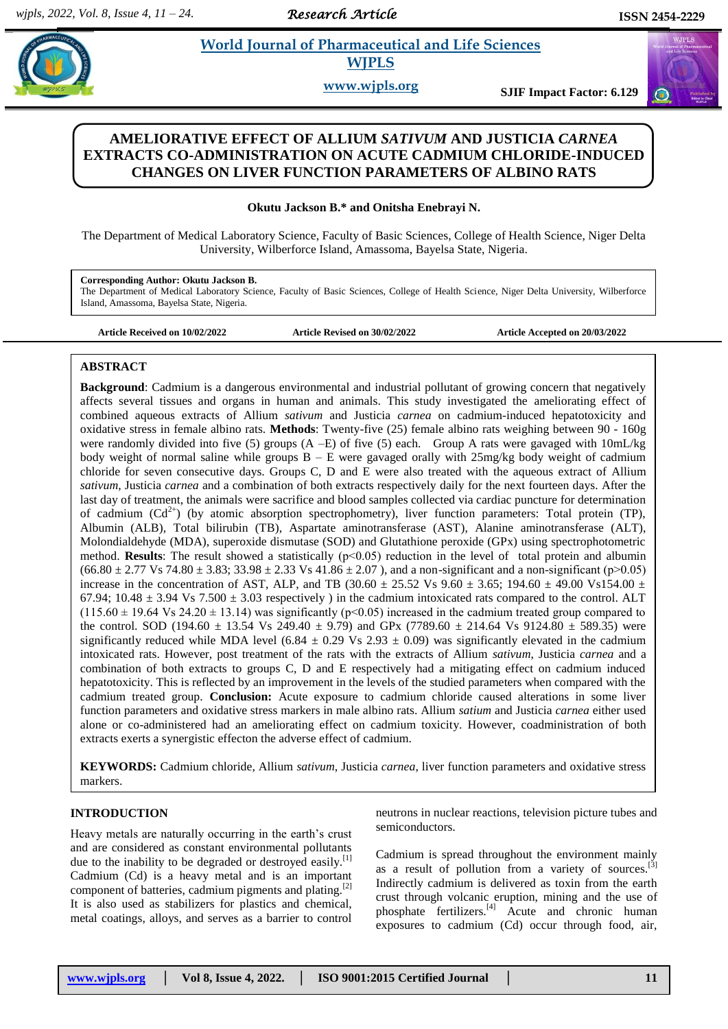# AMELIORATIVE EFFECT OF ALLIUM *SATIVUM* AND JUSTICIA *CARNEA* EXTRACTS CO-ADMINISTRATION ON ACUTE CADMIUM CHLORIDE-INDUCED CHANGES ON LIVER FUNCTION PARAMETERS OF ALBINO RATS

**Okutu Jackson B.\* and Onitsha Enebrayi N.**

The Department of Medical Laboratory Science, Faculty of Basic Sciences, College of Health Science, Niger Delta University, Wilberforce Island, Amassoma, Bayelsa State, Nigeria.

**Corresponding Author: Okutu Jackson B.**
The Department of Medical Laboratory Science, Faculty of Basic Sciences, College of Health Science, Niger Delta University, Wilberforce Island, Amassoma, Bayelsa State, Nigeria.

**Article Received on 10/02/2022** **Article Revised on 30/02/2022** **Article Accepted on 20/03/2022**

## ABSTRACT

**Background**: Cadmium is a dangerous environmental and industrial pollutant of growing concern that negatively affects several tissues and organs in human and animals. This study investigated the ameliorating effect of combined aqueous extracts of Allium *sativum* and Justicia *carnea* on cadmium-induced hepatotoxicity and oxidative stress in female albino rats. **Methods**: Twenty-five (25) female albino rats weighing between 90 - 160g were randomly divided into five (5) groups (A –E) of five (5) each. Group A rats were gavaged with 10mL/kg body weight of normal saline while groups B – E were gavaged orally with 25mg/kg body weight of cadmium chloride for seven consecutive days. Groups C, D and E were also treated with the aqueous extract of Allium *sativum*, Justicia *carnea* and a combination of both extracts respectively daily for the next fourteen days. After the last day of treatment, the animals were sacrifice and blood samples collected via cardiac puncture for determination of cadmium ($Cd^{2+}$) (by atomic absorption spectrophometry), liver function parameters: Total protein (TP), Albumin (ALB), Total bilirubin (TB), Aspartate aminotransferase (AST), Alanine aminotransferase (ALT), Molondialdehyde (MDA), superoxide dismutase (SOD) and Glutathione peroxide (GPx) using spectrophotometric method. **Results**: The result showed a statistically ($p<0.05$) reduction in the level of total protein and albumin ($66.80 \pm 2.77$ Vs $74.80 \pm 3.83$; $33.98 \pm 2.33$ Vs $41.86 \pm 2.07$ ), and a non-significant and a non-significant ($p>0.05$) increase in the concentration of AST, ALP, and TB ($30.60 \pm 25.52$ Vs $9.60 \pm 3.65$; $194.60 \pm 49.00$ Vs$154.00 \pm 67.94$; $10.48 \pm 3.94$ Vs $7.500 \pm 3.03$ respectively ) in the cadmium intoxicated rats compared to the control. ALT ($115.60 \pm 19.64$ Vs $24.20 \pm 13.14$) was significantly ($p<0.05$) increased in the cadmium treated group compared to the control. SOD ($194.60 \pm 13.54$ Vs $249.40 \pm 9.79$) and GPx ($7789.60 \pm 214.64$ Vs $9124.80 \pm 589.35$) were significantly reduced while MDA level ($6.84 \pm 0.29$ Vs $2.93 \pm 0.09$) was significantly elevated in the cadmium intoxicated rats. However, post treatment of the rats with the extracts of Allium *sativum*, Justicia *carnea* and a combination of both extracts to groups C, D and E respectively had a mitigating effect on cadmium induced hepatotoxicity. This is reflected by an improvement in the levels of the studied parameters when compared with the cadmium treated group. **Conclusion:** Acute exposure to cadmium chloride caused alterations in some liver function parameters and oxidative stress markers in male albino rats. Allium *satium* and Justicia *carnea* either used alone or co-administered had an ameliorating effect on cadmium toxicity. However, coadministration of both extracts exerts a synergistic effecton the adverse effect of cadmium.

**KEYWORDS:** Cadmium chloride, Allium *sativum*, Justicia *carnea*, liver function parameters and oxidative stress markers.

## INTRODUCTION

Heavy metals are naturally occurring in the earth's crust and are considered as constant environmental pollutants due to the inability to be degraded or destroyed easily.[1] Cadmium (Cd) is a heavy metal and is an important component of batteries, cadmium pigments and plating.[2] It is also used as stabilizers for plastics and chemical, metal coatings, alloys, and serves as a barrier to control neutrons in nuclear reactions, television picture tubes and semiconductors.

Cadmium is spread throughout the environment mainly as a result of pollution from a variety of sources.[3] Indirectly cadmium is delivered as toxin from the earth crust through volcanic eruption, mining and the use of phosphate fertilizers.[4] Acute and chronic human exposures to cadmium (Cd) occur through food, air,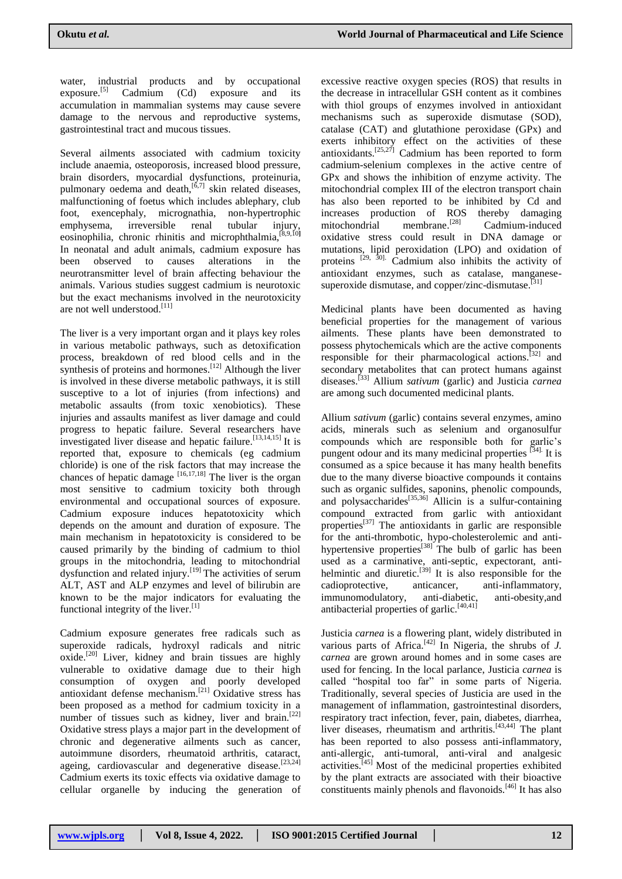water, industrial products and by occupational exposure.[5] Cadmium (Cd) exposure and its accumulation in mammalian systems may cause severe damage to the nervous and reproductive systems, gastrointestinal tract and mucous tissues.

Several ailments associated with cadmium toxicity include anaemia, osteoporosis, increased blood pressure, brain disorders, myocardial dysfunctions, proteinuria, pulmonary oedema and death,[6,7] skin related diseases, malfunctioning of foetus which includes ablephary, club foot, exencephaly, micrognathia, non-hypertrophic emphysema, irreversible renal tubular injury, eosinophilia, chronic rhinitis and microphthalmia,[8,9,10] In neonatal and adult animals, cadmium exposure has been observed to causes alterations in the neurotransmitter level of brain affecting behaviour the animals. Various studies suggest cadmium is neurotoxic but the exact mechanisms involved in the neurotoxicity are not well understood.[11]

The liver is a very important organ and it plays key roles in various metabolic pathways, such as detoxification process, breakdown of red blood cells and in the synthesis of proteins and hormones.[12] Although the liver is involved in these diverse metabolic pathways, it is still susceptive to a lot of injuries (from infections) and metabolic assaults (from toxic xenobiotics). These injuries and assaults manifest as liver damage and could progress to hepatic failure. Several researchers have investigated liver disease and hepatic failure.[13,14,15] It is reported that, exposure to chemicals (eg cadmium chloride) is one of the risk factors that may increase the chances of hepatic damage [16,17,18] The liver is the organ most sensitive to cadmium toxicity both through environmental and occupational sources of exposure. Cadmium exposure induces hepatotoxicity which depends on the amount and duration of exposure. The main mechanism in hepatotoxicity is considered to be caused primarily by the binding of cadmium to thiol groups in the mitochondria, leading to mitochondrial dysfunction and related injury.[19] The activities of serum ALT, AST and ALP enzymes and level of bilirubin are known to be the major indicators for evaluating the functional integrity of the liver.[1]

Cadmium exposure generates free radicals such as superoxide radicals, hydroxyl radicals and nitric oxide.[20] Liver, kidney and brain tissues are highly vulnerable to oxidative damage due to their high consumption of oxygen and poorly developed antioxidant defense mechanism.[21] Oxidative stress has been proposed as a method for cadmium toxicity in a number of tissues such as kidney, liver and brain.[22] Oxidative stress plays a major part in the development of chronic and degenerative ailments such as cancer, autoimmune disorders, rheumatoid arthritis, cataract, ageing, cardiovascular and degenerative disease.[23,24] Cadmium exerts its toxic effects via oxidative damage to cellular organelle by inducing the generation of excessive reactive oxygen species (ROS) that results in the decrease in intracellular GSH content as it combines with thiol groups of enzymes involved in antioxidant mechanisms such as superoxide dismutase (SOD), catalase (CAT) and glutathione peroxidase (GPx) and exerts inhibitory effect on the activities of these antioxidants.[25,27] Cadmium has been reported to form cadmium-selenium complexes in the active centre of GPx and shows the inhibition of enzyme activity. The mitochondrial complex III of the electron transport chain has also been reported to be inhibited by Cd and increases production of ROS thereby damaging mitochondrial membrane.[28] Cadmium-induced oxidative stress could result in DNA damage or mutations, lipid peroxidation (LPO) and oxidation of proteins [29, 30]. Cadmium also inhibits the activity of antioxidant enzymes, such as catalase, manganese-superoxide dismutase, and copper/zinc-dismutase.[31]

Medicinal plants have been documented as having beneficial properties for the management of various ailments. These plants have been demonstrated to possess phytochemicals which are the active components responsible for their pharmacological actions.[32] and secondary metabolites that can protect humans against diseases.[33] Allium *sativum* (garlic) and Justicia *carnea* are among such documented medicinal plants.

Allium *sativum* (garlic) contains several enzymes, amino acids, minerals such as selenium and organosulfur compounds which are responsible both for garlic's pungent odour and its many medicinal properties [34]. It is consumed as a spice because it has many health benefits due to the many diverse bioactive compounds it contains such as organic sulfides, saponins, phenolic compounds, and polysaccharides[35,36] Allicin is a sulfur-containing compound extracted from garlic with antioxidant properties[37] The antioxidants in garlic are responsible for the anti-thrombotic, hypo-cholesterolemic and anti-hypertensive properties[38] The bulb of garlic has been used as a carminative, anti-septic, expectorant, anti-helmintic and diuretic.[39] It is also responsible for the cadioprotective, anticancer, anti-inflammatory, immunomodulatory, anti-diabetic, anti-obesity,and antibacterial properties of garlic.[40,41]

Justicia *carnea* is a flowering plant, widely distributed in various parts of Africa.[42] In Nigeria, the shrubs of *J. carnea* are grown around homes and in some cases are used for fencing. In the local parlance, Justicia *carnea* is called "hospital too far" in some parts of Nigeria. Traditionally, several species of Justicia are used in the management of inflammation, gastrointestinal disorders, respiratory tract infection, fever, pain, diabetes, diarrhea, liver diseases, rheumatism and arthritis.[43,44] The plant has been reported to also possess anti-inflammatory, anti-allergic, anti-tumoral, anti-viral and analgesic activities.[45] Most of the medicinal properties exhibited by the plant extracts are associated with their bioactive constituents mainly phenols and flavonoids.[46] It has also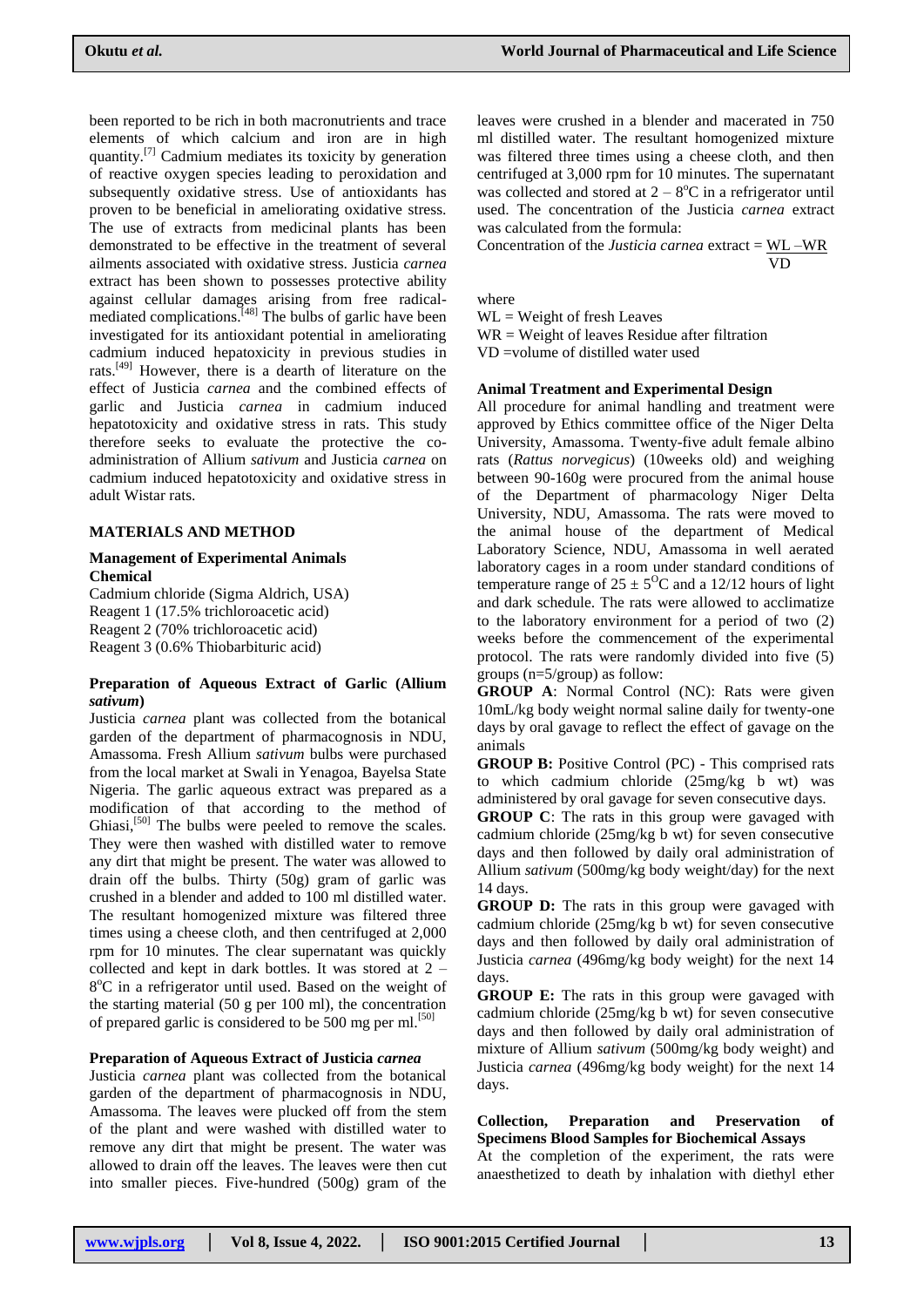been reported to be rich in both macronutrients and trace elements of which calcium and iron are in high quantity.[7] Cadmium mediates its toxicity by generation of reactive oxygen species leading to peroxidation and subsequently oxidative stress. Use of antioxidants has proven to be beneficial in ameliorating oxidative stress. The use of extracts from medicinal plants has been demonstrated to be effective in the treatment of several ailments associated with oxidative stress. Justicia *carnea* extract has been shown to possesses protective ability against cellular damages arising from free radical-mediated complications.[48] The bulbs of garlic have been investigated for its antioxidant potential in ameliorating cadmium induced hepatoxicity in previous studies in rats.[49] However, there is a dearth of literature on the effect of Justicia *carnea* and the combined effects of garlic and Justicia *carnea* in cadmium induced hepatotoxicity and oxidative stress in rats. This study therefore seeks to evaluate the protective the co-administration of Allium *sativum* and Justicia *carnea* on cadmium induced hepatotoxicity and oxidative stress in adult Wistar rats.

## MATERIALS AND METHOD

### Management of Experimental Animals

**Chemical**

Cadmium chloride (Sigma Aldrich, USA)
Reagent 1 (17.5% trichloroacetic acid)
Reagent 2 (70% trichloroacetic acid)
Reagent 3 (0.6% Thiobarbituric acid)

### Preparation of Aqueous Extract of Garlic (Allium *sativum*)

Justicia *carnea* plant was collected from the botanical garden of the department of pharmacognosis in NDU, Amassoma. Fresh Allium *sativum* bulbs were purchased from the local market at Swali in Yenagoa, Bayelsa State Nigeria. The garlic aqueous extract was prepared as a modification of that according to the method of Ghiasi,[50] The bulbs were peeled to remove the scales. They were then washed with distilled water to remove any dirt that might be present. The water was allowed to drain off the bulbs. Thirty (50g) gram of garlic was crushed in a blender and added to 100 ml distilled water. The resultant homogenized mixture was filtered three times using a cheese cloth, and then centrifuged at 2,000 rpm for 10 minutes. The clear supernatant was quickly collected and kept in dark bottles. It was stored at 2 – 8°C in a refrigerator until used. Based on the weight of the starting material (50 g per 100 ml), the concentration of prepared garlic is considered to be 500 mg per ml.[50]

### Preparation of Aqueous Extract of Justicia *carnea*

Justicia *carnea* plant was collected from the botanical garden of the department of pharmacognosis in NDU, Amassoma. The leaves were plucked off from the stem of the plant and were washed with distilled water to remove any dirt that might be present. The water was allowed to drain off the leaves. The leaves were then cut into smaller pieces. Five-hundred (500g) gram of the leaves were crushed in a blender and macerated in 750 ml distilled water. The resultant homogenized mixture was filtered three times using a cheese cloth, and then centrifuged at 3,000 rpm for 10 minutes. The supernatant was collected and stored at 2 – 8°C in a refrigerator until used. The concentration of the Justicia *carnea* extract was calculated from the formula:

$$\text{Concentration of the } Justicia\ carnea \text{ extract} = \frac{WL - WR}{VD}$$

where
WL = Weight of fresh Leaves
WR = Weight of leaves Residue after filtration
VD =volume of distilled water used

### Animal Treatment and Experimental Design

All procedure for animal handling and treatment were approved by Ethics committee office of the Niger Delta University, Amassoma. Twenty-five adult female albino rats (*Rattus norvegicus*) (10weeks old) and weighing between 90-160g were procured from the animal house of the Department of pharmacology Niger Delta University, NDU, Amassoma. The rats were moved to the animal house of the department of Medical Laboratory Science, NDU, Amassoma in well aerated laboratory cages in a room under standard conditions of temperature range of 25 ± 5°C and a 12/12 hours of light and dark schedule. The rats were allowed to acclimatize to the laboratory environment for a period of two (2) weeks before the commencement of the experimental protocol. The rats were randomly divided into five (5) groups (n=5/group) as follow:

**GROUP A**: Normal Control (NC): Rats were given 10mL/kg body weight normal saline daily for twenty-one days by oral gavage to reflect the effect of gavage on the animals

**GROUP B:** Positive Control (PC) - This comprised rats to which cadmium chloride (25mg/kg b wt) was administered by oral gavage for seven consecutive days.

**GROUP C**: The rats in this group were gavaged with cadmium chloride (25mg/kg b wt) for seven consecutive days and then followed by daily oral administration of Allium *sativum* (500mg/kg body weight/day) for the next 14 days.

**GROUP D:** The rats in this group were gavaged with cadmium chloride (25mg/kg b wt) for seven consecutive days and then followed by daily oral administration of Justicia *carnea* (496mg/kg body weight) for the next 14 days.

**GROUP E:** The rats in this group were gavaged with cadmium chloride (25mg/kg b wt) for seven consecutive days and then followed by daily oral administration of mixture of Allium *sativum* (500mg/kg body weight) and Justicia *carnea* (496mg/kg body weight) for the next 14 days.

### Collection, Preparation and Preservation of Specimens Blood Samples for Biochemical Assays

At the completion of the experiment, the rats were anaesthetized to death by inhalation with diethyl ether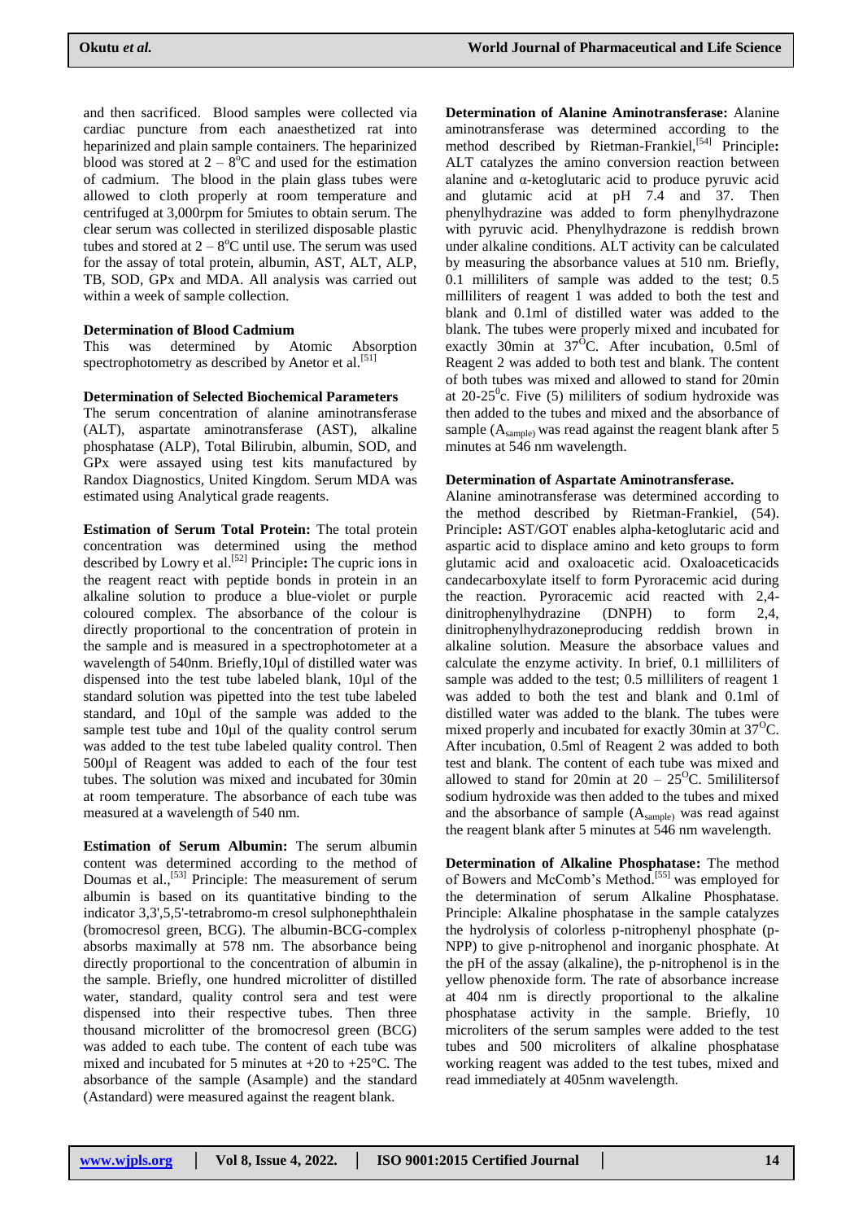and then sacrificed. Blood samples were collected via cardiac puncture from each anaesthetized rat into heparinized and plain sample containers. The heparinized blood was stored at $2 - 8^{o}C$ and used for the estimation of cadmium. The blood in the plain glass tubes were allowed to cloth properly at room temperature and centrifuged at 3,000rpm for 5miutes to obtain serum. The clear serum was collected in sterilized disposable plastic tubes and stored at $2 - 8^{o}C$ until use. The serum was used for the assay of total protein, albumin, AST, ALT, ALP, TB, SOD, GPx and MDA. All analysis was carried out within a week of sample collection.

**Determination of Blood Cadmium**

This was determined by Atomic Absorption spectrophotometry as described by Anetor et al.[51]

**Determination of Selected Biochemical Parameters**

The serum concentration of alanine aminotransferase (ALT), aspartate aminotransferase (AST), alkaline phosphatase (ALP), Total Bilirubin, albumin, SOD, and GPx were assayed using test kits manufactured by Randox Diagnostics, United Kingdom. Serum MDA was estimated using Analytical grade reagents.

**Estimation of Serum Total Protein:** The total protein concentration was determined using the method described by Lowry et al.[52] Principle**:** The cupric ions in the reagent react with peptide bonds in protein in an alkaline solution to produce a blue-violet or purple coloured complex. The absorbance of the colour is directly proportional to the concentration of protein in the sample and is measured in a spectrophotometer at a wavelength of 540nm. Briefly,10µl of distilled water was dispensed into the test tube labeled blank, 10µl of the standard solution was pipetted into the test tube labeled standard, and 10µl of the sample was added to the sample test tube and 10µl of the quality control serum was added to the test tube labeled quality control. Then 500µl of Reagent was added to each of the four test tubes. The solution was mixed and incubated for 30min at room temperature. The absorbance of each tube was measured at a wavelength of 540 nm.

**Estimation of Serum Albumin:** The serum albumin content was determined according to the method of Doumas et al.,[53] Principle: The measurement of serum albumin is based on its quantitative binding to the indicator 3,3',5,5'-tetrabromo-m cresol sulphonephthalein (bromocresol green, BCG). The albumin-BCG-complex absorbs maximally at 578 nm. The absorbance being directly proportional to the concentration of albumin in the sample. Briefly, one hundred microlitter of distilled water, standard, quality control sera and test were dispensed into their respective tubes. Then three thousand microlitter of the bromocresol green (BCG) was added to each tube. The content of each tube was mixed and incubated for 5 minutes at +20 to +25°C. The absorbance of the sample (Asample) and the standard (Astandard) were measured against the reagent blank.

**Determination of Alanine Aminotransferase:** Alanine aminotransferase was determined according to the method described by Rietman-Frankiel,[54] Principle**:** ALT catalyzes the amino conversion reaction between alanine and α-ketoglutaric acid to produce pyruvic acid and glutamic acid at pH 7.4 and 37. Then phenylhydrazine was added to form phenylhydrazone with pyruvic acid. Phenylhydrazone is reddish brown under alkaline conditions. ALT activity can be calculated by measuring the absorbance values at 510 nm. Briefly, 0.1 milliliters of sample was added to the test; 0.5 milliliters of reagent 1 was added to both the test and blank and 0.1ml of distilled water was added to the blank. The tubes were properly mixed and incubated for exactly 30min at $37^{O}C$. After incubation, 0.5ml of Reagent 2 was added to both test and blank. The content of both tubes was mixed and allowed to stand for 20min at $20\text{-}25^{0}c$. Five (5) mililiters of sodium hydroxide was then added to the tubes and mixed and the absorbace of sample ($A_{sample}$) was read against the reagent blank after 5 minutes at 546 nm wavelength.

**Determination of Aspartate Aminotransferase.**

Alanine aminotransferase was determined according to the method described by Rietman-Frankiel, (54). Principle**:** AST/GOT enables alpha-ketoglutaric acid and aspartic acid to displace amino and keto groups to form glutamic acid and oxaloacetic acid. Oxaloaceticacids candecarboxylate itself to form Pyroracemic acid during the reaction. Pyroracemic acid reacted with 2,4-dinitrophenylhydrazine (DNPH) to form 2,4, dinitrophenylhydrazoneproducing reddish brown in alkaline solution. Measure the absorbace values and calculate the enzyme activity. In brief, 0.1 milliliters of sample was added to the test; 0.5 milliliters of reagent 1 was added to both the test and blank and 0.1ml of distilled water was added to the blank. The tubes were mixed properly and incubated for exactly 30min at $37^{O}C$. After incubation, 0.5ml of Reagent 2 was added to both test and blank. The content of each tube was mixed and allowed to stand for 20min at $20 - 25^{O}C$. 5mililitersof sodium hydroxide was then added to the tubes and mixed and the absorbance of sample ($A_{sample}$) was read against the reagent blank after 5 minutes at 546 nm wavelength.

**Determination of Alkaline Phosphatase:** The method of Bowers and McComb's Method.[55] was employed for the determination of serum Alkaline Phosphatase. Principle: Alkaline phosphatase in the sample catalyzes the hydrolysis of colorless p-nitrophenyl phosphate (p-NPP) to give p-nitrophenol and inorganic phosphate. At the pH of the assay (alkaline), the p-nitrophenol is in the yellow phenoxide form. The rate of absorbance increase at 404 nm is directly proportional to the alkaline phosphatase activity in the sample. Briefly, 10 microliters of the serum samples were added to the test tubes and 500 microliters of alkaline phosphatase working reagent was added to the test tubes, mixed and read immediately at 405nm wavelength.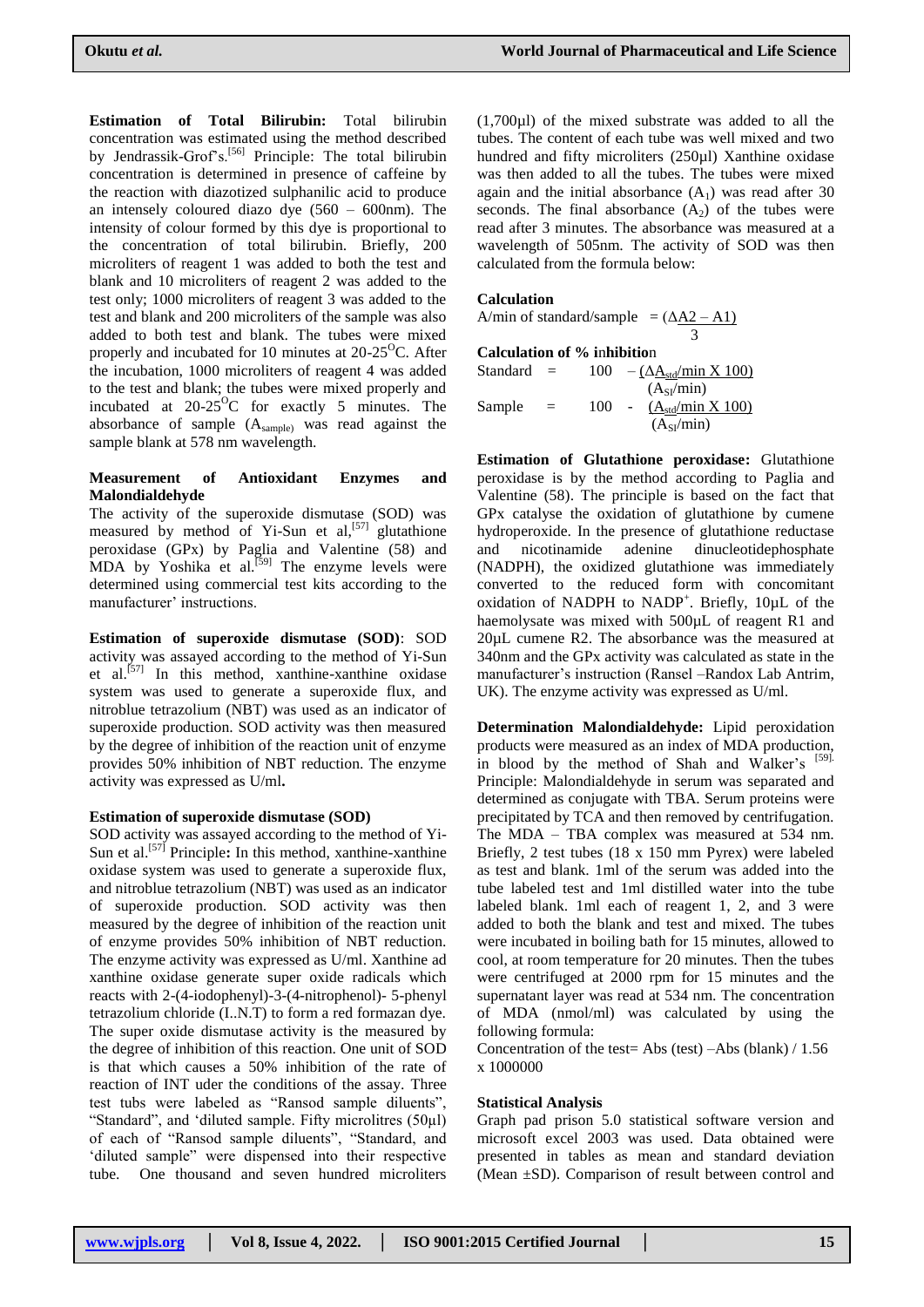**Estimation of Total Bilirubin:** Total bilirubin concentration was estimated using the method described by Jendrassik-Grof's.[56] Principle: The total bilirubin concentration is determined in presence of caffeine by the reaction with diazotized sulphanilic acid to produce an intensely coloured diazo dye (560 – 600nm). The intensity of colour formed by this dye is proportional to the concentration of total bilirubin. Briefly, 200 microliters of reagent 1 was added to both the test and blank and 10 microliters of reagent 2 was added to the test only; 1000 microliters of reagent 3 was added to the test and blank and 200 microliters of the sample was also added to both test and blank. The tubes were mixed properly and incubated for 10 minutes at 20-25$^{O}$C. After the incubation, 1000 microliters of reagent 4 was added to the test and blank; the tubes were mixed properly and incubated at 20-25$^{O}$C for exactly 5 minutes. The absorbance of sample ($A_{sample}$) was read against the sample blank at 578 nm wavelength.

**Measurement of Antioxidant Enzymes and Malondialdehyde**

The activity of the superoxide dismutase (SOD) was measured by method of Yi-Sun et al,[57] glutathione peroxidase (GPx) by Paglia and Valentine (58) and MDA by Yoshika et al.[59] The enzyme levels were determined using commercial test kits according to the manufacturer' instructions.

**Estimation of superoxide dismutase (SOD)**: SOD activity was assayed according to the method of Yi-Sun et al.[57] In this method, xanthine-xanthine oxidase system was used to generate a superoxide flux, and nitroblue tetrazolium (NBT) was used as an indicator of superoxide production. SOD activity was then measured by the degree of inhibition of the reaction unit of enzyme provides 50% inhibition of NBT reduction. The enzyme activity was expressed as U/ml**.**

**Estimation of superoxide dismutase (SOD)**

SOD activity was assayed according to the method of Yi-Sun et al.[57] Principle**:** In this method, xanthine-xanthine oxidase system was used to generate a superoxide flux, and nitroblue tetrazolium (NBT) was used as an indicator of superoxide production. SOD activity was then measured by the degree of inhibition of the reaction unit of enzyme provides 50% inhibition of NBT reduction. The enzyme activity was expressed as U/ml. Xanthine ad xanthine oxidase generate super oxide radicals which reacts with 2-(4-iodophenyl)-3-(4-nitrophenol)- 5-phenyl tetrazolium chloride (I..N.T) to form a red formazan dye. The super oxide dismutase activity is the measured by the degree of inhibition of this reaction. One unit of SOD is that which causes a 50% inhibition of the rate of reaction of INT uder the conditions of the assay. Three test tubs were labeled as "Ransod sample diluents", "Standard", and 'diluted sample. Fifty microlitres (50µl) of each of "Ransod sample diluents", "Standard, and 'diluted sample" were dispensed into their respective tube. One thousand and seven hundred microliters (1,700µl) of the mixed substrate was added to all the tubes. The content of each tube was well mixed and two hundred and fifty microliters (250µl) Xanthine oxidase was then added to all the tubes. The tubes were mixed again and the initial absorbance ($A_1$) was read after 30 seconds. The final absorbance ($A_2$) of the tubes were read after 3 minutes. The absorbance was measured at a wavelength of 505nm. The activity of SOD was then calculated from the formula below:

**Calculation**

$$\text{A/min of standard/sample} = \frac{\Delta A2 - A1}{3}$$

**Calculation of % inhibition**

$$\text{Standard} = 100 - \frac{\Delta A_{std}/\text{min} \times 100}{A_{SI}/\text{min}}$$

$$\text{Sample} = 100 - \frac{A_{std}/\text{min} \times 100}{A_{SI}/\text{min}}$$

**Estimation of Glutathione peroxidase:** Glutathione peroxidase is by the method according to Paglia and Valentine (58). The principle is based on the fact that GPx catalyse the oxidation of glutathione by cumene hydroperoxide. In the presence of glutathione reductase and nicotinamide adenine dinucleotidephosphate (NADPH), the oxidized glutathione was immediately converted to the reduced form with concomitant oxidation of NADPH to NADP$^+$. Briefly, 10µL of the haemolysate was mixed with 500µL of reagent R1 and 20µL cumene R2. The absorbance was the measured at 340nm and the GPx activity was calculated as state in the manufacturer's instruction (Ransel –Randox Lab Antrim, UK). The enzyme activity was expressed as U/ml.

**Determination Malondialdehyde:** Lipid peroxidation products were measured as an index of MDA production, in blood by the method of Shah and Walker's [59]. Principle: Malondialdehyde in serum was separated and determined as conjugate with TBA. Serum proteins were precipitated by TCA and then removed by centrifugation. The MDA – TBA complex was measured at 534 nm. Briefly, 2 test tubes (18 x 150 mm Pyrex) were labeled as test and blank. 1ml of the serum was added into the tube labeled test and 1ml distilled water into the tube labeled blank. 1ml each of reagent 1, 2, and 3 were added to both the blank and test and mixed. The tubes were incubated in boiling bath for 15 minutes, allowed to cool, at room temperature for 20 minutes. Then the tubes were centrifuged at 2000 rpm for 15 minutes and the supernatant layer was read at 534 nm. The concentration of MDA (nmol/ml) was calculated by using the following formula:

Concentration of the test= Abs (test) –Abs (blank) / 1.56 x 1000000

**Statistical Analysis**

Graph pad prison 5.0 statistical software version and microsoft excel 2003 was used. Data obtained were presented in tables as mean and standard deviation (Mean ±SD). Comparison of result between control and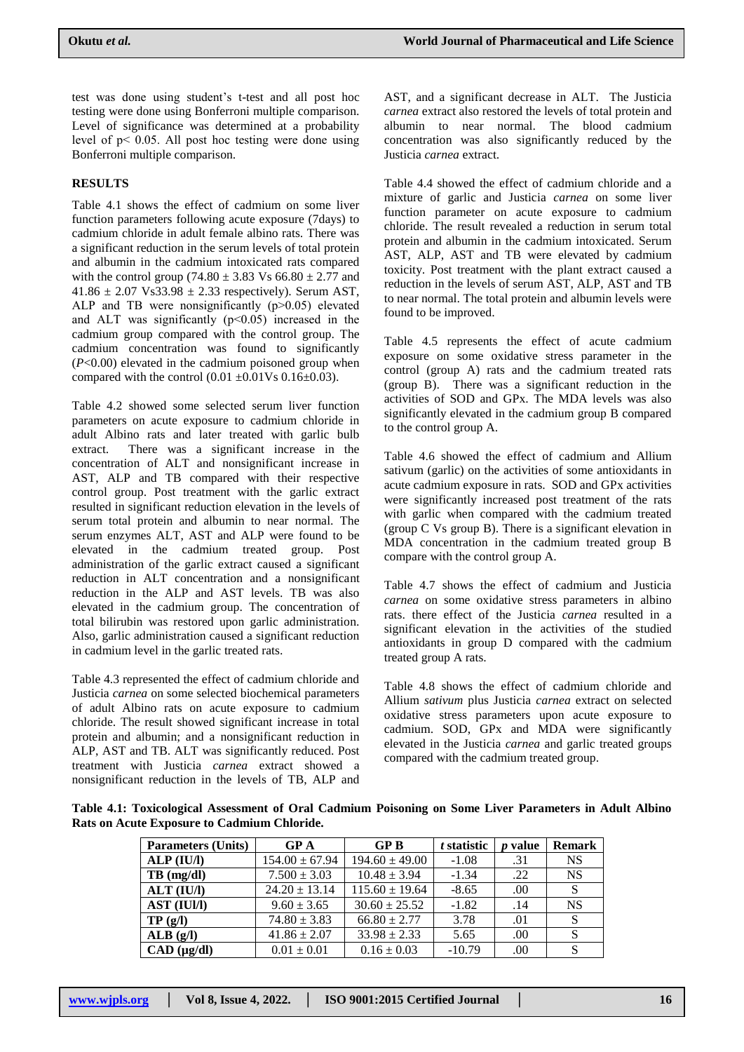test was done using student's t-test and all post hoc testing were done using Bonferroni multiple comparison. Level of significance was determined at a probability level of $p < 0.05$. All post hoc testing were done using Bonferroni multiple comparison.

## RESULTS

Table 4.1 shows the effect of cadmium on some liver function parameters following acute exposure (7days) to cadmium chloride in adult female albino rats. There was a significant reduction in the serum levels of total protein and albumin in the cadmium intoxicated rats compared with the control group (74.80 ± 3.83 Vs 66.80 ± 2.77 and 41.86 ± 2.07 Vs33.98 ± 2.33 respectively). Serum AST, ALP and TB were nonsignificantly ($p>0.05$) elevated and ALT was significantly ($p<0.05$) increased in the cadmium group compared with the control group. The cadmium concentration was found to significantly ($P<0.00$) elevated in the cadmium poisoned group when compared with the control (0.01 ±0.01Vs 0.16±0.03).

Table 4.2 showed some selected serum liver function parameters on acute exposure to cadmium chloride in adult Albino rats and later treated with garlic bulb extract. There was a significant increase in the concentration of ALT and nonsignificant increase in AST, ALP and TB compared with their respective control group. Post treatment with the garlic extract resulted in significant reduction elevation in the levels of serum total protein and albumin to near normal. The serum enzymes ALT, AST and ALP were found to be elevated in the cadmium treated group. Post administration of the garlic extract caused a significant reduction in ALT concentration and a nonsignificant reduction in the ALP and AST levels. TB was also elevated in the cadmium group. The concentration of total bilirubin was restored upon garlic administration. Also, garlic administration caused a significant reduction in cadmium level in the garlic treated rats.

Table 4.3 represented the effect of cadmium chloride and Justicia *carnea* on some selected biochemical parameters of adult Albino rats on acute exposure to cadmium chloride. The result showed significant increase in total protein and albumin; and a nonsignificant reduction in ALP, AST and TB. ALT was significantly reduced. Post treatment with Justicia *carnea* extract showed a nonsignificant reduction in the levels of TB, ALP and AST, and a significant decrease in ALT. The Justicia *carnea* extract also restored the levels of total protein and albumin to near normal. The blood cadmium concentration was also significantly reduced by the Justicia *carnea* extract.

Table 4.4 showed the effect of cadmium chloride and a mixture of garlic and Justicia *carnea* on some liver function parameter on acute exposure to cadmium chloride. The result revealed a reduction in serum total protein and albumin in the cadmium intoxicated. Serum AST, ALP, AST and TB were elevated by cadmium toxicity. Post treatment with the plant extract caused a reduction in the levels of serum AST, ALP, AST and TB to near normal. The total protein and albumin levels were found to be improved.

Table 4.5 represents the effect of acute cadmium exposure on some oxidative stress parameter in the control (group A) rats and the cadmium treated rats (group B). There was a significant reduction in the activities of SOD and GPx. The MDA levels was also significantly elevated in the cadmium group B compared to the control group A.

Table 4.6 showed the effect of cadmium and Allium sativum (garlic) on the activities of some antioxidants in acute cadmium exposure in rats. SOD and GPx activities were significantly increased post treatment of the rats with garlic when compared with the cadmium treated (group C Vs group B). There is a significant elevation in MDA concentration in the cadmium treated group B compare with the control group A.

Table 4.7 shows the effect of cadmium and Justicia *carnea* on some oxidative stress parameters in albino rats. there effect of the Justicia *carnea* resulted in a significant elevation in the activities of the studied antioxidants in group D compared with the cadmium treated group A rats.

Table 4.8 shows the effect of cadmium chloride and Allium *sativum* plus Justicia *carnea* extract on selected oxidative stress parameters upon acute exposure to cadmium. SOD, GPx and MDA were significantly elevated in the Justicia *carnea* and garlic treated groups compared with the cadmium treated group.

**Table 4.1: Toxicological Assessment of Oral Cadmium Poisoning on Some Liver Parameters in Adult Albino Rats on Acute Exposure to Cadmium Chloride.**

| Parameters (Units) | GP A | GP B | *t* statistic | *p* value | Remark |
|---|---|---|---|---|---|
| ALP (IU/l) | 154.00 ± 67.94 | 194.60 ± 49.00 | -1.08 | .31 | NS |
| TB (mg/dl) | 7.500 ± 3.03 | 10.48 ± 3.94 | -1.34 | .22 | NS |
| ALT (IU/l) | 24.20 ± 13.14 | 115.60 ± 19.64 | -8.65 | .00 | S |
| AST (IUI/l) | 9.60 ± 3.65 | 30.60 ± 25.52 | -1.82 | .14 | NS |
| TP (g/l) | 74.80 ± 3.83 | 66.80 ± 2.77 | 3.78 | .01 | S |
| ALB (g/l) | 41.86 ± 2.07 | 33.98 ± 2.33 | 5.65 | .00 | S |
| CAD (µg/dl) | 0.01 ± 0.01 | 0.16 ± 0.03 | -10.79 | .00 | S |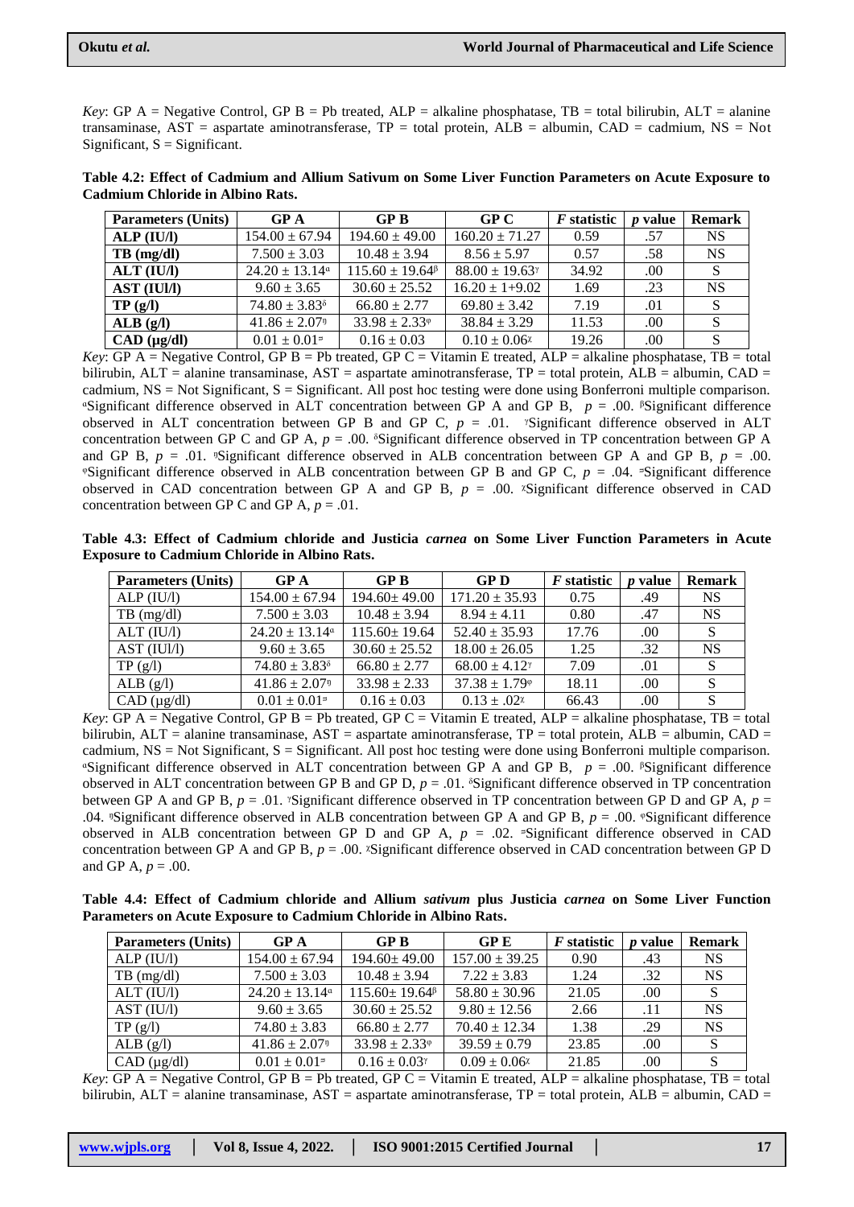*Key*: GP A = Negative Control, GP B = Pb treated, ALP = alkaline phosphatase, TB = total bilirubin, ALT = alanine transaminase, AST = aspartate aminotransferase, TP = total protein, ALB = albumin, CAD = cadmium, NS = Not Significant, S = Significant.

**Table 4.2: Effect of Cadmium and Allium Sativum on Some Liver Function Parameters on Acute Exposure to Cadmium Chloride in Albino Rats.**

| Parameters (Units) | GP A | GP B | GP C | *F* statistic | *p* value | Remark |
|---|---|---|---|---|---|---|
| **ALP (IU/l)** | 154.00 ± 67.94 | 194.60 ± 49.00 | 160.20 ± 71.27 | 0.59 | .57 | NS |
| **TB (mg/dl)** | 7.500 ± 3.03 | 10.48 ± 3.94 | 8.56 ± 5.97 | 0.57 | .58 | NS |
| **ALT (IU/l)** | 24.20 ± 13.14ᵅ | 115.60 ± 19.64ᵝ | 88.00 ± 19.63ᵞ | 34.92 | .00 | S |
| **AST (IUl/l)** | 9.60 ± 3.65 | 30.60 ± 25.52 | 16.20 ± 1+9.02 | 1.69 | .23 | NS |
| **TP (g/l)** | 74.80 ± 3.83ᵟ | 66.80 ± 2.77 | 69.80 ± 3.42 | 7.19 | .01 | S |
| **ALB (g/l)** | 41.86 ± 2.07ᶯ | 33.98 ± 2.33ᵠ | 38.84 ± 3.29 | 11.53 | .00 | S |
| **CAD (µg/dl)** | 0.01 ± 0.01⁼ | 0.16 ± 0.03 | 0.10 ± 0.06ᵡ | 19.26 | .00 | S |

*Key*: GP A = Negative Control, GP B = Pb treated, GP C = Vitamin E treated, ALP = alkaline phosphatase, TB = total bilirubin, ALT = alanine transaminase, AST = aspartate aminotransferase, TP = total protein, ALB = albumin, CAD = cadmium, NS = Not Significant, S = Significant. All post hoc testing were done using Bonferroni multiple comparison. ᵅSignificant difference observed in ALT concentration between GP A and GP B, $p$ = .00. ᵝSignificant difference observed in ALT concentration between GP B and GP C, $p$ = .01. ᵞSignificant difference observed in ALT concentration between GP C and GP A, $p$ = .00. ᵟSignificant difference observed in TP concentration between GP A and GP B, $p$ = .01. ᶯSignificant difference observed in ALB concentration between GP A and GP B, $p$ = .00. ᵠSignificant difference observed in ALB concentration between GP B and GP C, $p$ = .04. ⁼Significant difference observed in CAD concentration between GP A and GP B, $p$ = .00. ᵡSignificant difference observed in CAD concentration between GP C and GP A, $p$ = .01.

**Table 4.3: Effect of Cadmium chloride and Justicia *carnea* on Some Liver Function Parameters in Acute Exposure to Cadmium Chloride in Albino Rats.**

| Parameters (Units) | GP A | GP B | GP D | *F* statistic | *p* value | Remark |
|---|---|---|---|---|---|---|
| ALP (IU/l) | 154.00 ± 67.94 | 194.60± 49.00 | 171.20 ± 35.93 | 0.75 | .49 | NS |
| TB (mg/dl) | 7.500 ± 3.03 | 10.48 ± 3.94 | 8.94 ± 4.11 | 0.80 | .47 | NS |
| ALT (IU/l) | 24.20 ± 13.14ᵅ | 115.60± 19.64 | 52.40 ± 35.93 | 17.76 | .00 | S |
| AST (IUl/l) | 9.60 ± 3.65 | 30.60 ± 25.52 | 18.00 ± 26.05 | 1.25 | .32 | NS |
| TP (g/l) | 74.80 ± 3.83ᵟ | 66.80 ± 2.77 | 68.00 ± 4.12ᵞ | 7.09 | .01 | S |
| ALB (g/l) | 41.86 ± 2.07ᶯ | 33.98 ± 2.33 | 37.38 ± 1.79ᵠ | 18.11 | .00 | S |
| CAD (µg/dl) | 0.01 ± 0.01⁼ | 0.16 ± 0.03 | 0.13 ± .02ᵡ | 66.43 | .00 | S |

*Key*: GP A = Negative Control, GP B = Pb treated, GP C = Vitamin E treated, ALP = alkaline phosphatase, TB = total bilirubin, ALT = alanine transaminase, AST = aspartate aminotransferase, TP = total protein, ALB = albumin, CAD = cadmium, NS = Not Significant, S = Significant. All post hoc testing were done using Bonferroni multiple comparison. ᵅSignificant difference observed in ALT concentration between GP A and GP B, $p$ = .00. ᵝSignificant difference observed in ALT concentration between GP B and GP D, $p$ = .01. ᵟSignificant difference observed in TP concentration between GP A and GP B, $p$ = .01. ᵞSignificant difference observed in TP concentration between GP D and GP A, $p$ = .04. ᶯSignificant difference observed in ALB concentration between GP A and GP B, $p$ = .00. ᵠSignificant difference observed in ALB concentration between GP D and GP A, $p$ = .02. ⁼Significant difference observed in CAD concentration between GP A and GP B, $p$ = .00. ᵡSignificant difference observed in CAD concentration between GP D and GP A, $p$ = .00.

**Table 4.4: Effect of Cadmium chloride and Allium *sativum* plus Justicia *carnea* on Some Liver Function Parameters on Acute Exposure to Cadmium Chloride in Albino Rats.**

| Parameters (Units) | GP A | GP B | GP E | *F* statistic | *p* value | Remark |
|---|---|---|---|---|---|---|
| ALP (IU/l) | 154.00 ± 67.94 | 194.60± 49.00 | 157.00 ± 39.25 | 0.90 | .43 | NS |
| TB (mg/dl) | 7.500 ± 3.03 | 10.48 ± 3.94 | 7.22 ± 3.83 | 1.24 | .32 | NS |
| ALT (IU/l) | 24.20 ± 13.14ᵅ | 115.60± 19.64ᵝ | 58.80 ± 30.96 | 21.05 | .00 | S |
| AST (IU/l) | 9.60 ± 3.65 | 30.60 ± 25.52 | 9.80 ± 12.56 | 2.66 | .11 | NS |
| TP (g/l) | 74.80 ± 3.83 | 66.80 ± 2.77 | 70.40 ± 12.34 | 1.38 | .29 | NS |
| ALB (g/l) | 41.86 ± 2.07ᶯ | 33.98 ± 2.33ᵠ | 39.59 ± 0.79 | 23.85 | .00 | S |
| CAD (µg/dl) | 0.01 ± 0.01⁼ | 0.16 ± 0.03ᵞ | 0.09 ± 0.06ᵡ | 21.85 | .00 | S |

*Key*: GP A = Negative Control, GP B = Pb treated, GP C = Vitamin E treated, ALP = alkaline phosphatase, TB = total bilirubin, ALT = alanine transaminase, AST = aspartate aminotransferase, TP = total protein, ALB = albumin, CAD =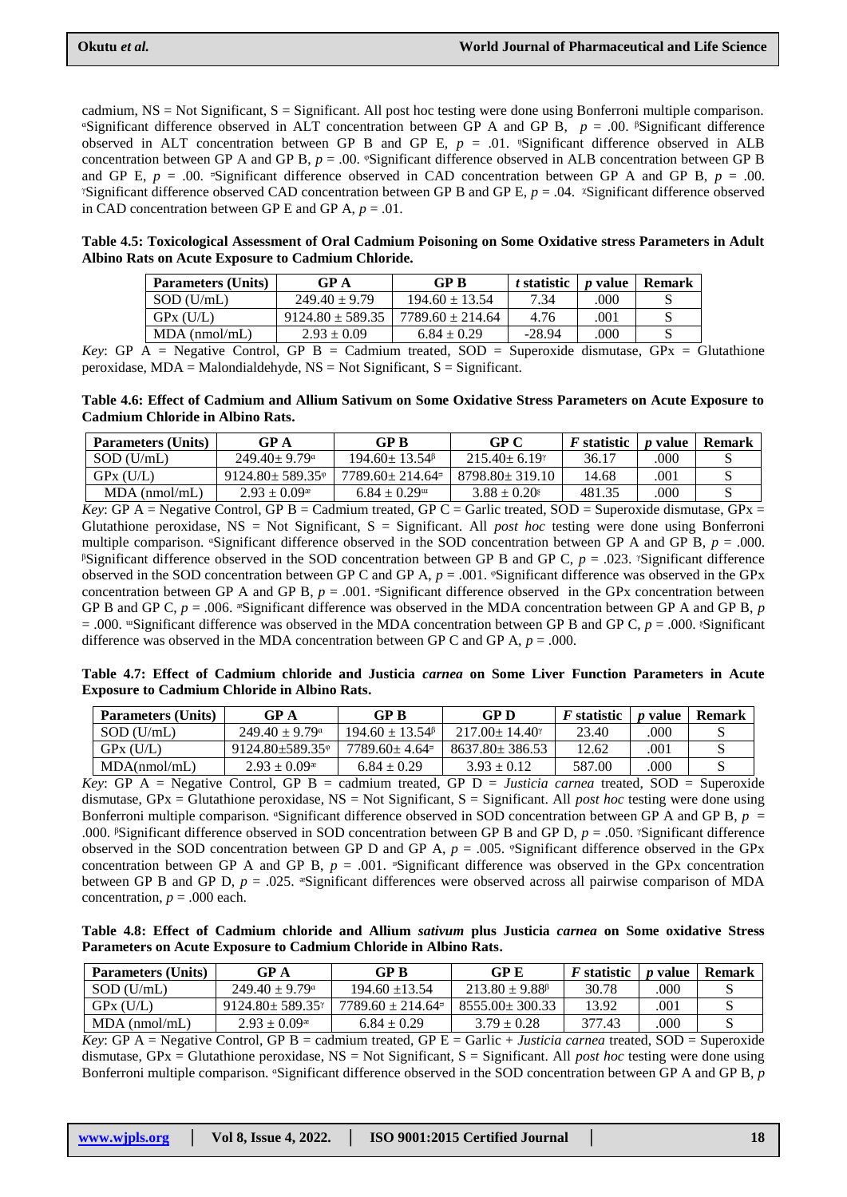cadmium, NS = Not Significant, S = Significant. All post hoc testing were done using Bonferroni multiple comparison. [α]Significant difference observed in ALT concentration between GP A and GP B, $p$ = .00. [β]Significant difference observed in ALT concentration between GP B and GP E, $p$ = .01. [φ]Significant difference observed in ALB concentration between GP A and GP B, $p$ = .00. [φ]Significant difference observed in ALB concentration between GP B and GP E, $p$ = .00. [¤]Significant difference observed in CAD concentration between GP A and GP B, $p$ = .00. [γ]Significant difference observed CAD concentration between GP B and GP E, $p$ = .04. [χ]Significant difference observed in CAD concentration between GP E and GP A, $p$ = .01.

**Table 4.5: Toxicological Assessment of Oral Cadmium Poisoning on Some Oxidative stress Parameters in Adult Albino Rats on Acute Exposure to Cadmium Chloride.**

| Parameters (Units) | GP A | GP B | *t* statistic | *p* value | Remark |
|---|---|---|---|---|---|
| SOD (U/mL) | 249.40 ± 9.79 | 194.60 ± 13.54 | 7.34 | .000 | S |
| GPx (U/L) | 9124.80 ± 589.35 | 7789.60 ± 214.64 | 4.76 | .001 | S |
| MDA (nmol/mL) | 2.93 ± 0.09 | 6.84 ± 0.29 | -28.94 | .000 | S |

*Key*: GP A = Negative Control, GP B = Cadmium treated, SOD = Superoxide dismutase, GPx = Glutathione peroxidase, MDA = Malondialdehyde, NS = Not Significant, S = Significant.

**Table 4.6: Effect of Cadmium and Allium Sativum on Some Oxidative Stress Parameters on Acute Exposure to Cadmium Chloride in Albino Rats.**

| Parameters (Units) | GP A | GP B | GP C | *F* statistic | *p* value | Remark |
|---|---|---|---|---|---|---|
| SOD (U/mL) | 249.40± 9.79[α] | 194.60± 13.54[β] | 215.40± 6.19[γ] | 36.17 | .000 | S |
| GPx (U/L) | 9124.80± 589.35[φ] | 7789.60± 214.64[¤] | 8798.80± 319.10 | 14.68 | .001 | S |
| MDA (nmol/mL) | 2.93 ± 0.09[æ] | 6.84 ± 0.29[ɯ] | 3.88 ± 0.20[§] | 481.35 | .000 | S |

*Key*: GP A = Negative Control, GP B = Cadmium treated, GP C = Garlic treated, SOD = Superoxide dismutase, GPx = Glutathione peroxidase, NS = Not Significant, S = Significant. All *post hoc* testing were done using Bonferroni multiple comparison. [α]Significant difference observed in the SOD concentration between GP A and GP B, $p$ = .000. [β]Significant difference observed in the SOD concentration between GP B and GP C, $p$ = .023. [γ]Significant difference observed in the SOD concentration between GP C and GP A, $p$ = .001. [φ]Significant difference was observed in the GPx concentration between GP A and GP B, $p$ = .001. [¤]Significant difference observed in the GPx concentration between GP B and GP C, $p$ = .006. [æ]Significant difference was observed in the MDA concentration between GP A and GP B, $p$ = .000. [ɯ]Significant difference was observed in the MDA concentration between GP B and GP C, $p$ = .000. [§]Significant difference was observed in the MDA concentration between GP C and GP A, $p$ = .000.

**Table 4.7: Effect of Cadmium chloride and Justicia *carnea* on Some Liver Function Parameters in Acute Exposure to Cadmium Chloride in Albino Rats.**

| Parameters (Units) | GP A | GP B | GP D | *F* statistic | *p* value | Remark |
|---|---|---|---|---|---|---|
| SOD (U/mL) | 249.40 ± 9.79[α] | 194.60 ± 13.54[β] | 217.00± 14.40[γ] | 23.40 | .000 | S |
| GPx (U/L) | 9124.80±589.35[φ] | 7789.60± 4.64[¤] | 8637.80± 386.53 | 12.62 | .001 | S |
| MDA(nmol/mL) | 2.93 ± 0.09[æ] | 6.84 ± 0.29 | 3.93 ± 0.12 | 587.00 | .000 | S |

*Key*: GP A = Negative Control, GP B = cadmium treated, GP D = *Justicia carnea* treated, SOD = Superoxide dismutase, GPx = Glutathione peroxidase, NS = Not Significant, S = Significant. All *post hoc* testing were done using Bonferroni multiple comparison. [α]Significant difference observed in SOD concentration between GP A and GP B, $p$ = .000. [β]Significant difference observed in SOD concentration between GP B and GP D, $p$ = .050. [γ]Significant difference observed in the SOD concentration between GP D and GP A, $p$ = .005. [φ]Significant difference observed in the GPx concentration between GP A and GP B, $p$ = .001. [¤]Significant difference was observed in the GPx concentration between GP B and GP D, $p$ = .025. [æ]Significant differences were observed across all pairwise comparison of MDA concentration, $p$ = .000 each.

**Table 4.8: Effect of Cadmium chloride and Allium *sativum* plus Justicia *carnea* on Some oxidative Stress Parameters on Acute Exposure to Cadmium Chloride in Albino Rats.**

| Parameters (Units) | GP A | GP B | GP E | *F* statistic | *p* value | Remark |
|---|---|---|---|---|---|---|
| SOD (U/mL) | 249.40 ± 9.79[α] | 194.60 ±13.54 | 213.80 ± 9.88[β] | 30.78 | .000 | S |
| GPx (U/L) | 9124.80± 589.35[γ] | 7789.60 ± 214.64[¤] | 8555.00± 300.33 | 13.92 | .001 | S |
| MDA (nmol/mL) | 2.93 ± 0.09[æ] | 6.84 ± 0.29 | 3.79 ± 0.28 | 377.43 | .000 | S |

*Key*: GP A = Negative Control, GP B = cadmium treated, GP E = Garlic + *Justicia carnea* treated, SOD = Superoxide dismutase, GPx = Glutathione peroxidase, NS = Not Significant, S = Significant. All *post hoc* testing were done using Bonferroni multiple comparison. [α]Significant difference observed in the SOD concentration between GP A and GP B, $p$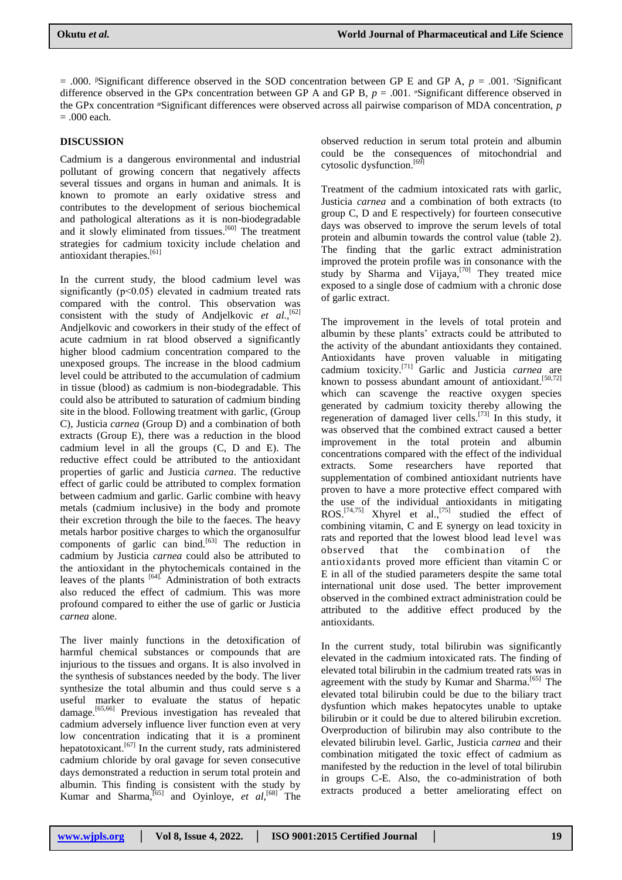= .000. ᵝSignificant difference observed in the SOD concentration between GP E and GP A, *p* = .001. ᵞSignificant difference observed in the GPx concentration between GP A and GP B, *p* = .001. ᵟSignificant difference observed in the GPx concentration ᵅSignificant differences were observed across all pairwise comparison of MDA concentration, *p* = .000 each.

## DISCUSSION

Cadmium is a dangerous environmental and industrial pollutant of growing concern that negatively affects several tissues and organs in human and animals. It is known to promote an early oxidative stress and contributes to the development of serious biochemical and pathological alterations as it is non-biodegradable and it slowly eliminated from tissues.[60] The treatment strategies for cadmium toxicity include chelation and antioxidant therapies.[61]

In the current study, the blood cadmium level was significantly ($p<0.05$) elevated in cadmium treated rats compared with the control. This observation was consistent with the study of Andjelkovic *et al.*,[62] Andjelkovic and coworkers in their study of the effect of acute cadmium in rat blood observed a significantly higher blood cadmium concentration compared to the unexposed groups. The increase in the blood cadmium level could be attributed to the accumulation of cadmium in tissue (blood) as cadmium is non-biodegradable. This could also be attributed to saturation of cadmium binding site in the blood. Following treatment with garlic, (Group C), Justicia *carnea* (Group D) and a combination of both extracts (Group E), there was a reduction in the blood cadmium level in all the groups (C, D and E). The reductive effect could be attributed to the antioxidant properties of garlic and Justicia *carnea*. The reductive effect of garlic could be attributed to complex formation between cadmium and garlic. Garlic combine with heavy metals (cadmium inclusive) in the body and promote their excretion through the bile to the faeces. The heavy metals harbor positive charges to which the organosulfur components of garlic can bind.[63] The reduction in cadmium by Justicia *carnea* could also be attributed to the antioxidant in the phytochemicals contained in the leaves of the plants [64]. Administration of both extracts also reduced the effect of cadmium. This was more profound compared to either the use of garlic or Justicia *carnea* alone.

The liver mainly functions in the detoxification of harmful chemical substances or compounds that are injurious to the tissues and organs. It is also involved in the synthesis of substances needed by the body. The liver synthesize the total albumin and thus could serve s a useful marker to evaluate the status of hepatic damage.[65,66] Previous investigation has revealed that cadmium adversely influence liver function even at very low concentration indicating that it is a prominent hepatotoxicant.[67] In the current study, rats administered cadmium chloride by oral gavage for seven consecutive days demonstrated a reduction in serum total protein and albumin. This finding is consistent with the study by Kumar and Sharma,[65] and Oyinloye, *et al*,[68] The observed reduction in serum total protein and albumin could be the consequences of mitochondrial and cytosolic dysfunction.[69]

Treatment of the cadmium intoxicated rats with garlic, Justicia *carnea* and a combination of both extracts (to group C, D and E respectively) for fourteen consecutive days was observed to improve the serum levels of total protein and albumin towards the control value (table 2). The finding that the garlic extract administration improved the protein profile was in consonance with the study by Sharma and Vijaya,[70] They treated mice exposed to a single dose of cadmium with a chronic dose of garlic extract.

The improvement in the levels of total protein and albumin by these plants' extracts could be attributed to the activity of the abundant antioxidants they contained. Antioxidants have proven valuable in mitigating cadmium toxicity.[71] Garlic and Justicia *carnea* are known to possess abundant amount of antioxidant.[50,72] which can scavenge the reactive oxygen species generated by cadmium toxicity thereby allowing the regeneration of damaged liver cells.[73] In this study, it was observed that the combined extract caused a better improvement in the total protein and albumin concentrations compared with the effect of the individual extracts. Some researchers have reported that supplementation of combined antioxidant nutrients have proven to have a more protective effect compared with the use of the individual antioxidants in mitigating ROS.[74,75] Xhyrel et al.,[75] studied the effect of combining vitamin, C and E synergy on lead toxicity in rats and reported that the lowest blood lead level was observed that the combination of the antioxidants proved more efficient than vitamin C or E in all of the studied parameters despite the same total international unit dose used. The better improvement observed in the combined extract administration could be attributed to the additive effect produced by the antioxidants.

In the current study, total bilirubin was significantly elevated in the cadmium intoxicated rats. The finding of elevated total bilirubin in the cadmium treated rats was in agreement with the study by Kumar and Sharma.[65] The elevated total bilirubin could be due to the biliary tract dysfuntion which makes hepatocytes unable to uptake bilirubin or it could be due to altered bilirubin excretion. Overproduction of bilirubin may also contribute to the elevated bilirubin level. Garlic, Justicia *carnea* and their combination mitigated the toxic effect of cadmium as manifested by the reduction in the level of total bilirubin in groups C-E. Also, the co-administration of both extracts produced a better ameliorating effect on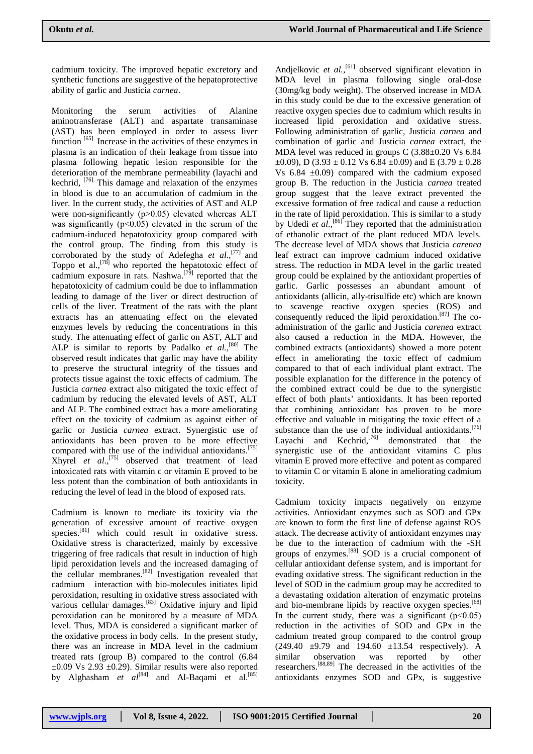cadmium toxicity. The improved hepatic excretory and synthetic functions are suggestive of the hepatoprotective ability of garlic and Justicia *carnea*.

Monitoring the serum activities of Alanine aminotransferase (ALT) and aspartate transaminase (AST) has been employed in order to assess liver function [65]. Increase in the activities of these enzymes in plasma is an indication of their leakage from tissue into plasma following hepatic lesion responsible for the deterioration of the membrane permeability (layachi and kechrid, [76]. This damage and relaxation of the enzymes in blood is due to an accumulation of cadmium in the liver. In the current study, the activities of AST and ALP were non-significantly ($p>0.05$) elevated whereas ALT was significantly ($p<0.05$) elevated in the serum of the cadmium-induced hepatotoxicity group compared with the control group. The finding from this study is corroborated by the study of Adefegha *et al.*,[77] and Toppo et al.,[78] who reported the hepatotoxic effect of cadmium exposure in rats. Nashwa.[79] reported that the hepatotoxicity of cadmium could be due to inflammation leading to damage of the liver or direct destruction of cells of the liver. Treatment of the rats with the plant extracts has an attenuating effect on the elevated enzymes levels by reducing the concentrations in this study. The attenuating effect of garlic on AST, ALT and ALP is similar to reports by Padalko *et al.*,[80] The observed result indicates that garlic may have the ability to preserve the structural integrity of the tissues and protects tissue against the toxic effects of cadmium. The Justicia *carnea* extract also mitigated the toxic effect of cadmium by reducing the elevated levels of AST, ALT and ALP. The combined extract has a more ameliorating effect on the toxicity of cadmium as against either of garlic or Justicia *carnea* extract. Synergistic use of antioxidants has been proven to be more effective compared with the use of the individual antioxidants.[75] Xhyrel *et al.*,[75] observed that treatment of lead intoxicated rats with vitamin c or vitamin E proved to be less potent than the combination of both antioxidants in reducing the level of lead in the blood of exposed rats.

Cadmium is known to mediate its toxicity via the generation of excessive amount of reactive oxygen species.[81] which could result in oxidative stress. Oxidative stress is characterized, mainly by excessive triggering of free radicals that result in induction of high lipid peroxidation levels and the increased damaging of the cellular membranes.[82] Investigation revealed that cadmium interaction with bio-molecules initiates lipid peroxidation, resulting in oxidative stress associated with various cellular damages.[83] Oxidative injury and lipid peroxidation can be monitored by a measure of MDA level. Thus, MDA is considered a significant marker of the oxidative process in body cells. In the present study, there was an increase in MDA level in the cadmium treated rats (group B) compared to the control (6.84 $\pm$0.09 Vs 2.93 $\pm$0.29). Similar results were also reported by Alghasham *et al*[84] and Al-Baqami et al.[85] Andjelkovic *et al.*,[61] observed significant elevation in MDA level in plasma following single oral-dose (30mg/kg body weight). The observed increase in MDA in this study could be due to the excessive generation of reactive oxygen species due to cadmium which results in increased lipid peroxidation and oxidative stress. Following administration of garlic, Justicia *carnea* and combination of garlic and Justicia *carnea* extract, the MDA level was reduced in groups C (3.88$\pm$0.20 Vs 6.84 $\pm$0.09), D (3.93 $\pm$ 0.12 Vs 6.84 $\pm$0.09) and E (3.79 $\pm$ 0.28 Vs 6.84 $\pm$0.09) compared with the cadmium exposed group B. The reduction in the Justicia *carnea* treated group suggest that the leave extract prevented the excessive formation of free radical and cause a reduction in the rate of lipid peroxidation. This is similar to a study by Udedi *et al.*,[86] They reported that the administration of ethanolic extract of the plant reduced MDA levels. The decrease level of MDA shows that Justicia *carenea* leaf extract can improve cadmium induced oxidative stress. The reduction in MDA level in the garlic treated group could be explained by the antioxidant properties of garlic. Garlic possesses an abundant amount of antioxidants (allicin, ally-trisulfide etc) which are known to scavenge reactive oxygen species (ROS) and consequently reduced the lipid peroxidation.[87] The co-administration of the garlic and Justicia *carenea* extract also caused a reduction in the MDA. However, the combined extracts (antioxidants) showed a more potent effect in ameliorating the toxic effect of cadmium compared to that of each individual plant extract. The possible explanation for the difference in the potency of the combined extract could be due to the synergistic effect of both plants' antioxidants. It has been reported that combining antioxidant has proven to be more effective and valuable in mitigating the toxic effect of a substance than the use of the individual antioxidants.[76] Layachi and Kechrid,[76] demonstrated that the synergistic use of the antioxidant vitamins C plus vitamin E proved more effective and potent as compared to vitamin C or vitamin E alone in ameliorating cadmium toxicity.

Cadmium toxicity impacts negatively on enzyme activities. Antioxidant enzymes such as SOD and GPx are known to form the first line of defense against ROS attack. The decrease activity of antioxidant enzymes may be due to the interaction of cadmium with the -SH groups of enzymes.[88] SOD is a crucial component of cellular antioxidant defense system, and is important for evading oxidative stress. The significant reduction in the level of SOD in the cadmium group may be accredited to a devastating oxidation alteration of enzymatic proteins and bio-membrane lipids by reactive oxygen species.[68] In the current study, there was a significant ($p<0.05$) reduction in the activities of SOD and GPx in the cadmium treated group compared to the control group (249.40 $\pm$9.79 and 194.60 $\pm$13.54 respectively). A similar observation was reported by other researchers.[88,89] The decreased in the activities of the antioxidants enzymes SOD and GPx, is suggestive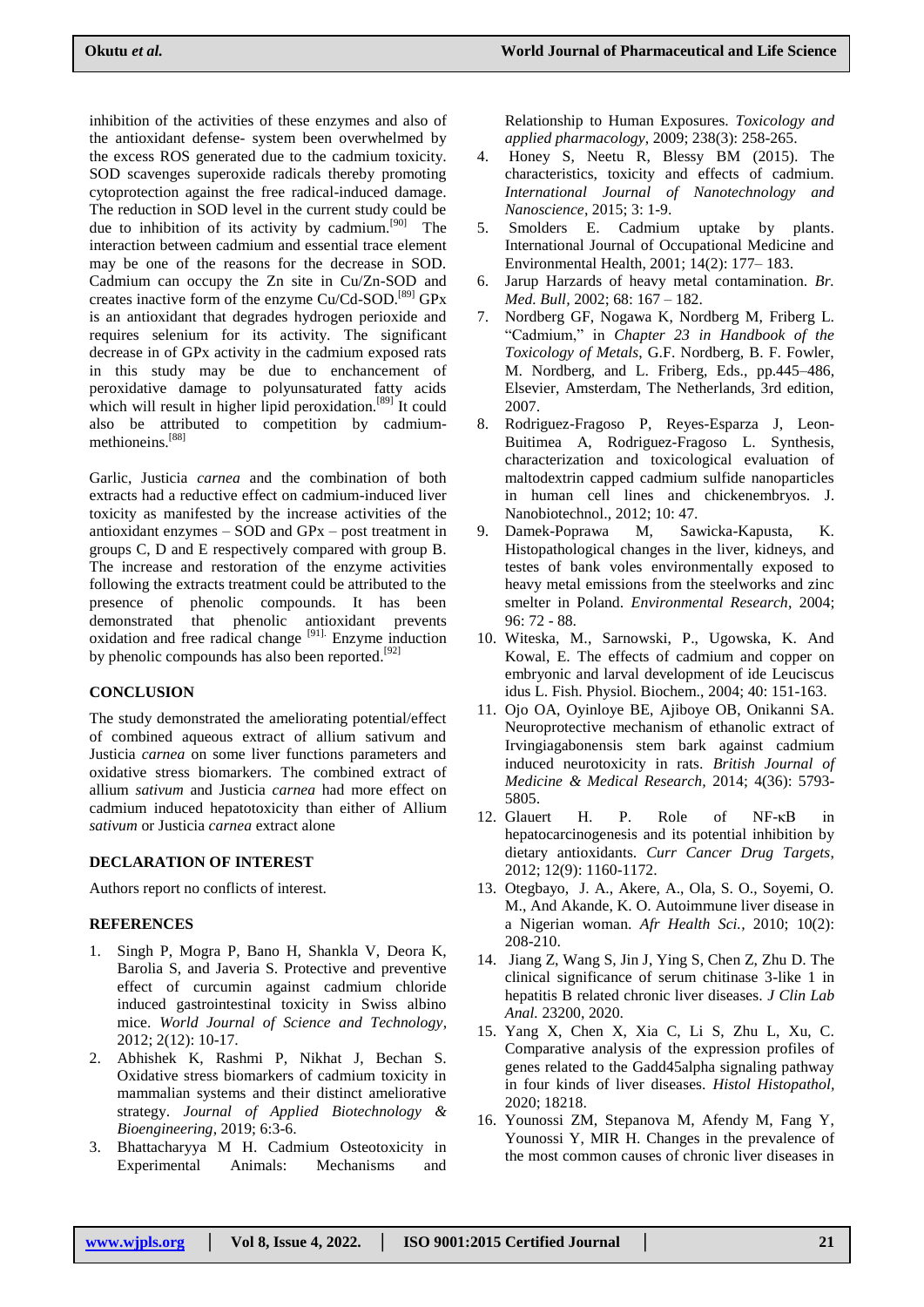inhibition of the activities of these enzymes and also of the antioxidant defense- system been overwhelmed by the excess ROS generated due to the cadmium toxicity. SOD scavenges superoxide radicals thereby promoting cytoprotection against the free radical-induced damage. The reduction in SOD level in the current study could be due to inhibition of its activity by cadmium.[90] The interaction between cadmium and essential trace element may be one of the reasons for the decrease in SOD. Cadmium can occupy the Zn site in Cu/Zn-SOD and creates inactive form of the enzyme Cu/Cd-SOD.[89] GPx is an antioxidant that degrades hydrogen perioxide and requires selenium for its activity. The significant decrease in of GPx activity in the cadmium exposed rats in this study may be due to enchancement of peroxidative damage to polyunsaturated fatty acids which will result in higher lipid peroxidation.[89] It could also be attributed to competition by cadmium-methioneins.[88]

Garlic, Justicia *carnea* and the combination of both extracts had a reductive effect on cadmium-induced liver toxicity as manifested by the increase activities of the antioxidant enzymes – SOD and GPx – post treatment in groups C, D and E respectively compared with group B. The increase and restoration of the enzyme activities following the extracts treatment could be attributed to the presence of phenolic compounds. It has been demonstrated that phenolic antioxidant prevents oxidation and free radical change [91]. Enzyme induction by phenolic compounds has also been reported.[92]

## CONCLUSION

The study demonstrated the ameliorating potential/effect of combined aqueous extract of allium sativum and Justicia *carnea* on some liver functions parameters and oxidative stress biomarkers. The combined extract of allium *sativum* and Justicia *carnea* had more effect on cadmium induced hepatotoxicity than either of Allium *sativum* or Justicia *carnea* extract alone

## DECLARATION OF INTEREST

Authors report no conflicts of interest.

## REFERENCES

1. Singh P, Mogra P, Bano H, Shankla V, Deora K, Barolia S, and Javeria S. Protective and preventive effect of curcumin against cadmium chloride induced gastrointestinal toxicity in Swiss albino mice. *World Journal of Science and Technology*, 2012; 2(12): 10-17.
2. Abhishek K, Rashmi P, Nikhat J, Bechan S. Oxidative stress biomarkers of cadmium toxicity in mammalian systems and their distinct ameliorative strategy. *Journal of Applied Biotechnology & Bioengineering*, 2019; 6:3-6.
3. Bhattacharyya M H. Cadmium Osteotoxicity in Experimental Animals: Mechanisms and Relationship to Human Exposures. *Toxicology and applied pharmacology*, 2009; 238(3): 258-265.
4. Honey S, Neetu R, Blessy BM (2015). The characteristics, toxicity and effects of cadmium. *International Journal of Nanotechnology and Nanoscience*, 2015; 3: 1-9.
5. Smolders E. Cadmium uptake by plants. International Journal of Occupational Medicine and Environmental Health, 2001; 14(2): 177– 183.
6. Jarup Harzards of heavy metal contamination. *Br. Med. Bull*, 2002; 68: 167 – 182.
7. Nordberg GF, Nogawa K, Nordberg M, Friberg L. "Cadmium," in *Chapter 23 in Handbook of the Toxicology of Metals*, G.F. Nordberg, B. F. Fowler, M. Nordberg, and L. Friberg, Eds., pp.445–486, Elsevier, Amsterdam, The Netherlands, 3rd edition, 2007.
8. Rodriguez-Fragoso P, Reyes-Esparza J, Leon-Buitimea A, Rodriguez-Fragoso L. Synthesis, characterization and toxicological evaluation of maltodextrin capped cadmium sulfide nanoparticles in human cell lines and chickenembryos. J. Nanobiotechnol., 2012; 10: 47.
9. Damek-Poprawa M, Sawicka-Kapusta, K. Histopathological changes in the liver, kidneys, and testes of bank voles environmentally exposed to heavy metal emissions from the steelworks and zinc smelter in Poland. *Environmental Research*, 2004; 96: 72 - 88.
10. Witeska, M., Sarnowski, P., Ugowska, K. And Kowal, E. The effects of cadmium and copper on embryonic and larval development of ide Leuciscus idus L. Fish. Physiol. Biochem., 2004; 40: 151-163.
11. Ojo OA, Oyinloye BE, Ajiboye OB, Onikanni SA. Neuroprotective mechanism of ethanolic extract of Irvingiagabonensis stem bark against cadmium induced neurotoxicity in rats. *British Journal of Medicine & Medical Research*, 2014; 4(36): 5793-5805.
12. Glauert H. P. Role of NF-κB in hepatocarcinogenesis and its potential inhibition by dietary antioxidants. *Curr Cancer Drug Targets*, 2012; 12(9): 1160-1172.
13. Otegbayo, J. A., Akere, A., Ola, S. O., Soyemi, O. M., And Akande, K. O. Autoimmune liver disease in a Nigerian woman. *Afr Health Sci.*, 2010; 10(2): 208-210.
14. Jiang Z, Wang S, Jin J, Ying S, Chen Z, Zhu D. The clinical significance of serum chitinase 3-like 1 in hepatitis B related chronic liver diseases. *J Clin Lab Anal.* 23200, 2020.
15. Yang X, Chen X, Xia C, Li S, Zhu L, Xu, C. Comparative analysis of the expression profiles of genes related to the Gadd45alpha signaling pathway in four kinds of liver diseases. *Histol Histopathol*, 2020; 18218.
16. Younossi ZM, Stepanova M, Afendy M, Fang Y, Younossi Y, MIR H. Changes in the prevalence of the most common causes of chronic liver diseases in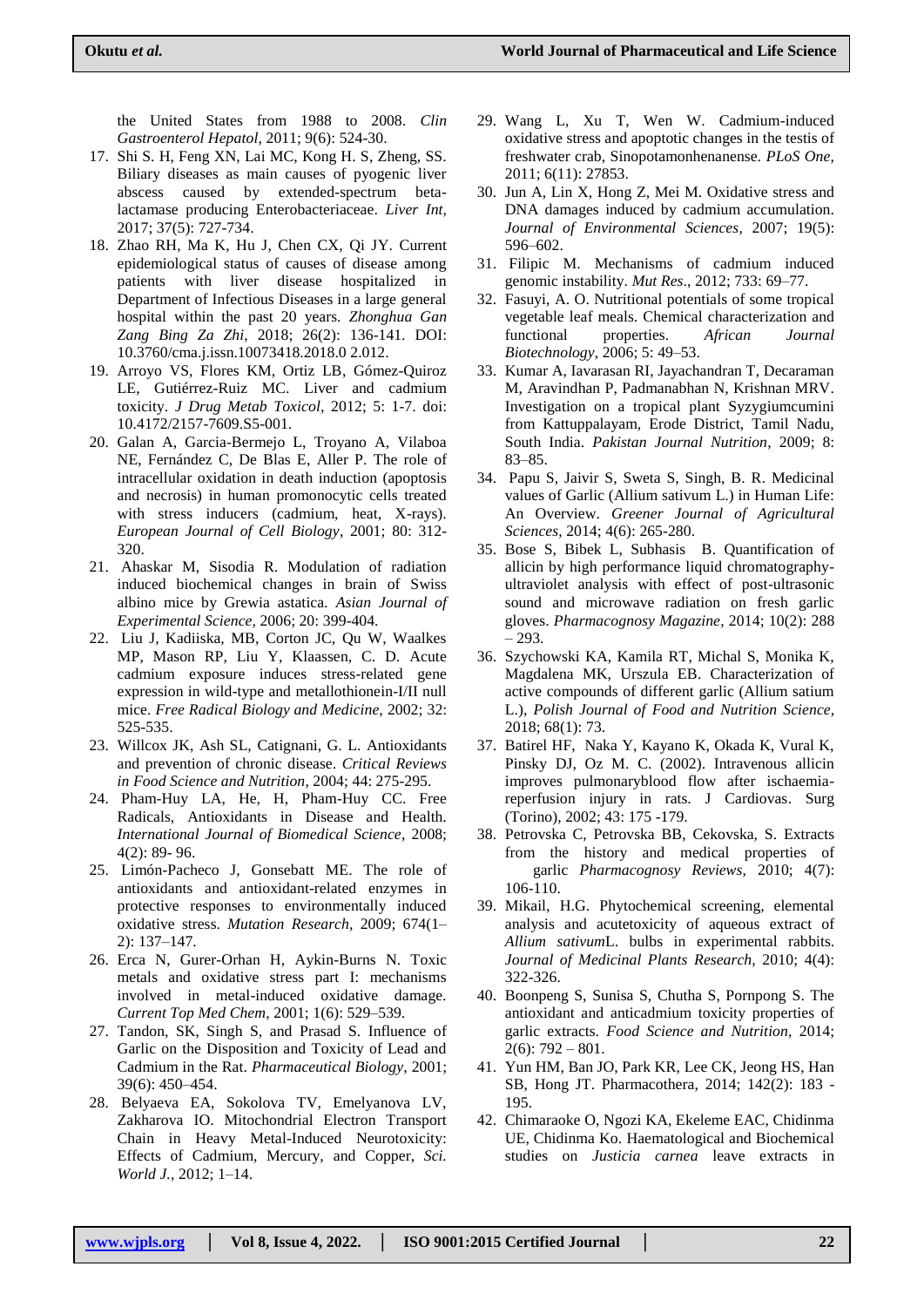the United States from 1988 to 2008. *Clin Gastroenterol Hepatol*, 2011; 9(6): 524-30.

17. Shi S. H, Feng XN, Lai MC, Kong H. S, Zheng, SS. Biliary diseases as main causes of pyogenic liver abscess caused by extended-spectrum beta-lactamase producing Enterobacteriaceae. *Liver Int*, 2017; 37(5): 727-734.
18. Zhao RH, Ma K, Hu J, Chen CX, Qi JY. Current epidemiological status of causes of disease among patients with liver disease hospitalized in Department of Infectious Diseases in a large general hospital within the past 20 years. *Zhonghua Gan Zang Bing Za Zhi*, 2018; 26(2): 136-141. DOI: 10.3760/cma.j.issn.10073418.2018.0 2.012.
19. Arroyo VS, Flores KM, Ortiz LB, Gómez-Quiroz LE, Gutiérrez-Ruiz MC. Liver and cadmium toxicity. *J Drug Metab Toxicol*, 2012; 5: 1-7. doi: 10.4172/2157-7609.S5-001.
20. Galan A, Garcia-Bermejo L, Troyano A, Vilaboa NE, Fernández C, De Blas E, Aller P. The role of intracellular oxidation in death induction (apoptosis and necrosis) in human promonocytic cells treated with stress inducers (cadmium, heat, X-rays). *European Journal of Cell Biology*, 2001; 80: 312-320.
21. Ahaskar M, Sisodia R. Modulation of radiation induced biochemical changes in brain of Swiss albino mice by Grewia astatica. *Asian Journal of Experimental Science*, 2006; 20: 399-404.
22. Liu J, Kadiiska, MB, Corton JC, Qu W, Waalkes MP, Mason RP, Liu Y, Klaassen, C. D. Acute cadmium exposure induces stress-related gene expression in wild-type and metallothionein-I/II null mice. *Free Radical Biology and Medicine*, 2002; 32: 525-535.
23. Willcox JK, Ash SL, Catignani, G. L. Antioxidants and prevention of chronic disease. *Critical Reviews in Food Science and Nutrition*, 2004; 44: 275-295.
24. Pham-Huy LA, He, H, Pham-Huy CC. Free Radicals, Antioxidants in Disease and Health. *International Journal of Biomedical Science*, 2008; 4(2): 89- 96.
25. Limón-Pacheco J, Gonsebatt ME. The role of antioxidants and antioxidant-related enzymes in protective responses to environmentally induced oxidative stress. *Mutation Research*, 2009; 674(1–2): 137–147.
26. Erca N, Gurer-Orhan H, Aykin-Burns N. Toxic metals and oxidative stress part I: mechanisms involved in metal-induced oxidative damage. *Current Top Med Chem*, 2001; 1(6): 529–539.
27. Tandon, SK, Singh S, and Prasad S. Influence of Garlic on the Disposition and Toxicity of Lead and Cadmium in the Rat. *Pharmaceutical Biology*, 2001; 39(6): 450–454.
28. Belyaeva EA, Sokolova TV, Emelyanova LV, Zakharova IO. Mitochondrial Electron Transport Chain in Heavy Metal-Induced Neurotoxicity: Effects of Cadmium, Mercury, and Copper, *Sci. World J.*, 2012; 1–14.
29. Wang L, Xu T, Wen W. Cadmium-induced oxidative stress and apoptotic changes in the testis of freshwater crab, Sinopotamonhenanense. *PLoS One*, 2011; 6(11): 27853.
30. Jun A, Lin X, Hong Z, Mei M. Oxidative stress and DNA damages induced by cadmium accumulation. *Journal of Environmental Sciences*, 2007; 19(5): 596–602.
31. Filipic M. Mechanisms of cadmium induced genomic instability. *Mut Res*., 2012; 733: 69–77.
32. Fasuyi, A. O. Nutritional potentials of some tropical vegetable leaf meals. Chemical characterization and functional properties. *African Journal Biotechnology*, 2006; 5: 49–53.
33. Kumar A, Iavarasan RI, Jayachandran T, Decaraman M, Aravindhan P, Padmanabhan N, Krishnan MRV. Investigation on a tropical plant Syzygiumcumini from Kattuppalayam, Erode District, Tamil Nadu, South India. *Pakistan Journal Nutrition*, 2009; 8: 83–85.
34. Papu S, Jaivir S, Sweta S, Singh, B. R. Medicinal values of Garlic (Allium sativum L.) in Human Life: An Overview. *Greener Journal of Agricultural Sciences*, 2014; 4(6): 265-280.
35. Bose S, Bibek L, Subhasis B. Quantification of allicin by high performance liquid chromatography-ultraviolet analysis with effect of post-ultrasonic sound and microwave radiation on fresh garlic gloves. *Pharmacognosy Magazine*, 2014; 10(2): 288 – 293.
36. Szychowski KA, Kamila RT, Michal S, Monika K, Magdalena MK, Urszula EB. Characterization of active compounds of different garlic (Allium satium L.), *Polish Journal of Food and Nutrition Science*, 2018; 68(1): 73.
37. Batirel HF, Naka Y, Kayano K, Okada K, Vural K, Pinsky DJ, Oz M. C. (2002). Intravenous allicin improves pulmonaryblood flow after ischaemia-reperfusion injury in rats. J Cardiovas. Surg (Torino), 2002; 43: 175 -179.
38. Petrovska C, Petrovska BB, Cekovska, S. Extracts from the history and medical properties of garlic *Pharmacognosy Reviews*, 2010; 4(7): 106-110.
39. Mikail, H.G. Phytochemical screening, elemental analysis and acutetoxicity of aqueous extract of *Allium sativum*L. bulbs in experimental rabbits. *Journal of Medicinal Plants Research*, 2010; 4(4): 322-326.
40. Boonpeng S, Sunisa S, Chutha S, Pornpong S. The antioxidant and anticadmium toxicity properties of garlic extracts. *Food Science and Nutrition*, 2014; 2(6): 792 – 801.
41. Yun HM, Ban JO, Park KR, Lee CK, Jeong HS, Han SB, Hong JT. Pharmacothera, 2014; 142(2): 183 - 195.
42. Chimaraoke O, Ngozi KA, Ekeleme EAC, Chidinma UE, Chidinma Ko. Haematological and Biochemical studies on *Justicia carnea* leave extracts in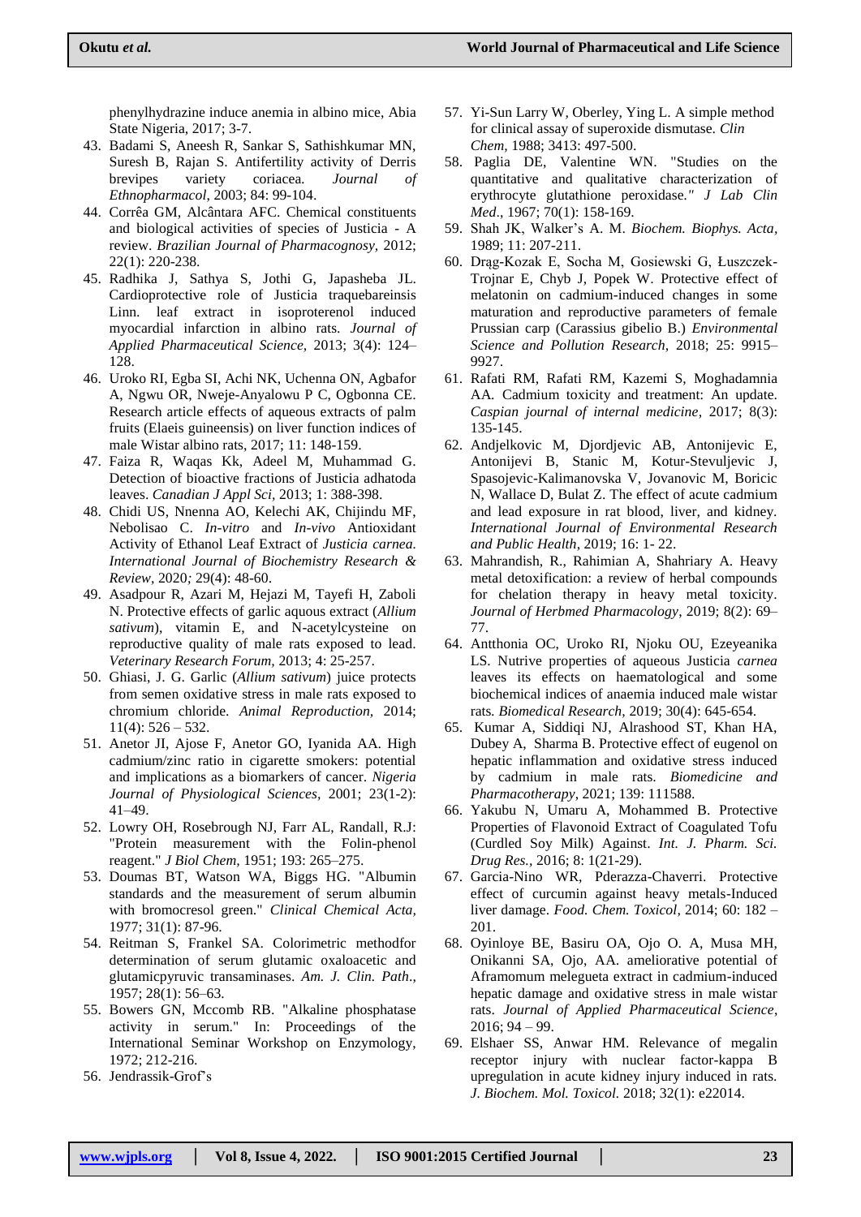phenylhydrazine induce anemia in albino mice, Abia State Nigeria, 2017; 3-7.

43. Badami S, Aneesh R, Sankar S, Sathishkumar MN, Suresh B, Rajan S. Antifertility activity of Derris brevipes variety coriacea. *Journal of Ethnopharmacol*, 2003; 84: 99-104.
44. Corrêa GM, Alcântara AFC. Chemical constituents and biological activities of species of Justicia - A review. *Brazilian Journal of Pharmacognosy,* 2012; 22(1): 220-238.
45. Radhika J, Sathya S, Jothi G, Japasheba JL. Cardioprotective role of Justicia traquebareinsis Linn. leaf extract in isoproterenol induced myocardial infarction in albino rats. *Journal of Applied Pharmaceutical Science,* 2013; 3(4): 124–128.
46. Uroko RI, Egba SI, Achi NK, Uchenna ON, Agbafor A, Ngwu OR, Nweje-Anyalowu P C, Ogbonna CE. Research article effects of aqueous extracts of palm fruits (Elaeis guineensis) on liver function indices of male Wistar albino rats, 2017; 11: 148-159.
47. Faiza R, Waqas Kk, Adeel M, Muhammad G. Detection of bioactive fractions of Justicia adhatoda leaves. *Canadian J Appl Sci*, 2013; 1: 388-398.
48. Chidi US, Nnenna AO, Kelechi AK, Chijindu MF, Nebolisao C. *In-vitro* and *In-vivo* Antioxidant Activity of Ethanol Leaf Extract of *Justicia carnea. International Journal of Biochemistry Research & Review,* 2020*;* 29(4): 48-60.
49. Asadpour R, Azari M, Hejazi M, Tayefi H, Zaboli N. Protective effects of garlic aquous extract (*Allium sativum*), vitamin E, and N-acetylcysteine on reproductive quality of male rats exposed to lead. *Veterinary Research Forum,* 2013; 4: 25-257.
50. Ghiasi, J. G. Garlic (*Allium sativum*) juice protects from semen oxidative stress in male rats exposed to chromium chloride. *Animal Reproduction,* 2014; 11(4): 526 – 532.
51. Anetor JI, Ajose F, Anetor GO, Iyanida AA. High cadmium/zinc ratio in cigarette smokers: potential and implications as a biomarkers of cancer. *Nigeria Journal of Physiological Sciences,* 2001; 23(1-2): 41–49.
52. Lowry OH, Rosebrough NJ, Farr AL, Randall, R.J: "Protein measurement with the Folin-phenol reagent." *J Biol Chem,* 1951; 193: 265–275.
53. Doumas BT, Watson WA, Biggs HG. "Albumin standards and the measurement of serum albumin with bromocresol green." *Clinical Chemical Acta,* 1977; 31(1): 87-96.
54. Reitman S, Frankel SA. Colorimetric methodfor determination of serum glutamic oxaloacetic and glutamicpyruvic transaminases. *Am. J. Clin. Path*., 1957; 28(1): 56–63.
55. Bowers GN, Mccomb RB. "Alkaline phosphatase activity in serum." In: Proceedings of the International Seminar Workshop on Enzymology, 1972; 212-216.
56. Jendrassik-Grof's
57. Yi-Sun Larry W, Oberley, Ying L. A simple method for clinical assay of superoxide dismutase. *Clin Chem,* 1988; 3413: 497-500.
58. Paglia DE, Valentine WN. "Studies on the quantitative and qualitative characterization of erythrocyte glutathione peroxidase." *J Lab Clin Med*., 1967; 70(1): 158-169.
59. Shah JK, Walker's A. M. *Biochem. Biophys. Acta,* 1989; 11: 207-211.
60. Drąg-Kozak E, Socha M, Gosiewski G, Łuszczek-Trojnar E, Chyb J, Popek W. Protective effect of melatonin on cadmium-induced changes in some maturation and reproductive parameters of female Prussian carp (Carassius gibelio B.) *Environmental Science and Pollution Research*, 2018; 25: 9915–9927.
61. Rafati RM, Rafati RM, Kazemi S, Moghadamnia AA. Cadmium toxicity and treatment: An update. *Caspian journal of internal medicine,* 2017; 8(3): 135-145.
62. Andjelkovic M, Djordjevic AB, Antonijevic E, Antonijevi B, Stanic M, Kotur-Stevuljevic J, Spasojevic-Kalimanovska V, Jovanovic M, Boricic N, Wallace D, Bulat Z. The effect of acute cadmium and lead exposure in rat blood, liver, and kidney. *International Journal of Environmental Research and Public Health,* 2019; 16: 1- 22.
63. Mahrandish, R., Rahimian A, Shahriary A. Heavy metal detoxification: a review of herbal compounds for chelation therapy in heavy metal toxicity. *Journal of Herbmed Pharmacology*, 2019; 8(2): 69–77.
64. Antthonia OC, Uroko RI, Njoku OU, Ezeyeanika LS. Nutrive properties of aqueous Justicia *carnea* leaves its effects on haematological and some biochemical indices of anaemia induced male wistar rats*. Biomedical Research*, 2019; 30(4): 645-654.
65. Kumar A, Siddiqi NJ, Alrashood ST, Khan HA, Dubey A, Sharma B. Protective effect of eugenol on hepatic inflammation and oxidative stress induced by cadmium in male rats. *Biomedicine and Pharmacotherapy*, 2021; 139: 111588.
66. Yakubu N, Umaru A, Mohammed B. Protective Properties of Flavonoid Extract of Coagulated Tofu (Curdled Soy Milk) Against. *Int. J. Pharm. Sci. Drug Res.,* 2016; 8: 1(21-29).
67. Garcia-Nino WR, Pderazza-Chaverri. Protective effect of curcumin against heavy metals-Induced liver damage. *Food. Chem. Toxicol,* 2014; 60: 182 – 201.
68. Oyinloye BE, Basiru OA, Ojo O. A, Musa MH, Onikanni SA, Ojo, AA. ameliorative potential of Aframomum melegueta extract in cadmium-induced hepatic damage and oxidative stress in male wistar rats. *Journal of Applied Pharmaceutical Science*, 2016; 94 – 99.
69. Elshaer SS, Anwar HM. Relevance of megalin receptor injury with nuclear factor-kappa B upregulation in acute kidney injury induced in rats. *J. Biochem. Mol. Toxicol.* 2018; 32(1): e22014.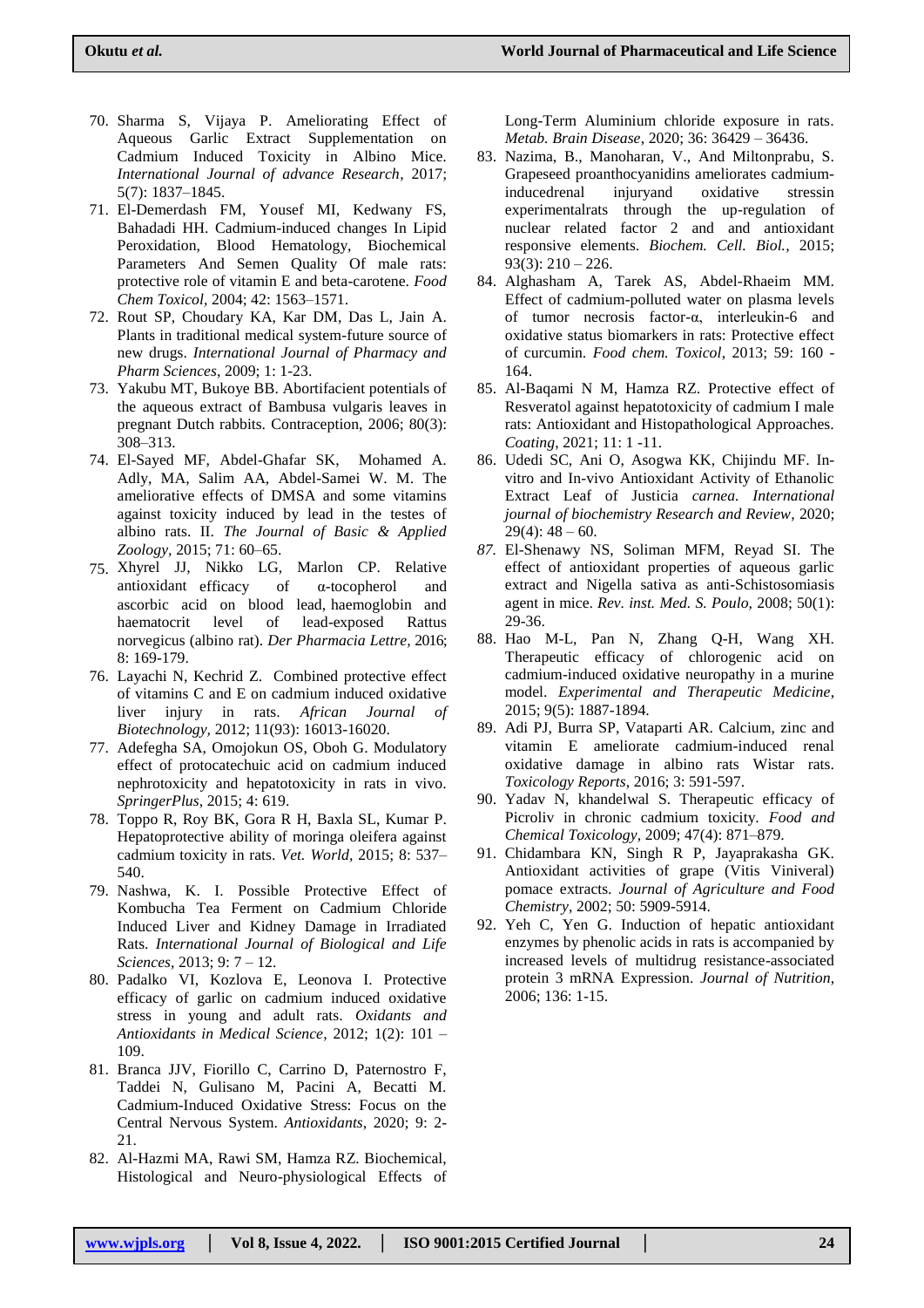70. Sharma S, Vijaya P. Ameliorating Effect of Aqueous Garlic Extract Supplementation on Cadmium Induced Toxicity in Albino Mice. *International Journal of advance Research*, 2017; 5(7): 1837–1845.
71. El-Demerdash FM, Yousef MI, Kedwany FS, Bahadadi HH. Cadmium-induced changes In Lipid Peroxidation, Blood Hematology, Biochemical Parameters And Semen Quality Of male rats: protective role of vitamin E and beta-carotene. *Food Chem Toxicol*, 2004; 42: 1563–1571.
72. Rout SP, Choudary KA, Kar DM, Das L, Jain A. Plants in traditional medical system-future source of new drugs. *International Journal of Pharmacy and Pharm Sciences*, 2009; 1: 1-23.
73. Yakubu MT, Bukoye BB. Abortifacient potentials of the aqueous extract of Bambusa vulgaris leaves in pregnant Dutch rabbits. Contraception, 2006; 80(3): 308–313.
74. El-Sayed MF, Abdel-Ghafar SK, Mohamed A. Adly, MA, Salim AA, Abdel-Samei W. M. The ameliorative effects of DMSA and some vitamins against toxicity induced by lead in the testes of albino rats. II. *The Journal of Basic & Applied Zoology*, 2015; 71: 60–65.
75. Xhyrel JJ, Nikko LG, Marlon CP. Relative antioxidant efficacy of α-tocopherol and ascorbic acid on blood lead, haemoglobin and haematocrit level of lead-exposed Rattus norvegicus (albino rat). *Der Pharmacia Lettre*, 2016; 8: 169-179.
76. Layachi N, Kechrid Z. Combined protective effect of vitamins C and E on cadmium induced oxidative liver injury in rats. *African Journal of Biotechnology*, 2012; 11(93): 16013-16020.
77. Adefegha SA, Omojokun OS, Oboh G. Modulatory effect of protocatechuic acid on cadmium induced nephrotoxicity and hepatotoxicity in rats in vivo. *SpringerPlus*, 2015; 4: 619.
78. Toppo R, Roy BK, Gora R H, Baxla SL, Kumar P. Hepatoprotective ability of moringa oleifera against cadmium toxicity in rats. *Vet. World*, 2015; 8: 537–540.
79. Nashwa, K. I. Possible Protective Effect of Kombucha Tea Ferment on Cadmium Chloride Induced Liver and Kidney Damage in Irradiated Rats. *International Journal of Biological and Life Sciences*, 2013; 9: 7 – 12.
80. Padalko VI, Kozlova E, Leonova I. Protective efficacy of garlic on cadmium induced oxidative stress in young and adult rats. *Oxidants and Antioxidants in Medical Science*, 2012; 1(2): 101 – 109.
81. Branca JJV, Fiorillo C, Carrino D, Paternostro F, Taddei N, Gulisano M, Pacini A, Becatti M. Cadmium-Induced Oxidative Stress: Focus on the Central Nervous System. *Antioxidants*, 2020; 9: 2-21.
82. Al-Hazmi MA, Rawi SM, Hamza RZ. Biochemical, Histological and Neuro-physiological Effects of Long-Term Aluminium chloride exposure in rats. *Metab. Brain Disease*, 2020; 36: 36429 – 36436.
83. Nazima, B., Manoharan, V., And Miltonprabu, S. Grapeseed proanthocyanidins ameliorates cadmium-inducedrenal injuryand oxidative stressin experimentalrats through the up-regulation of nuclear related factor 2 and and antioxidant responsive elements. *Biochem. Cell. Biol.,* 2015; 93(3): 210 – 226.
84. Alghasham A, Tarek AS, Abdel-Rhaeim MM. Effect of cadmium-polluted water on plasma levels of tumor necrosis factor-α, interleukin-6 and oxidative status biomarkers in rats: Protective effect of curcumin. *Food chem. Toxicol*, 2013; 59: 160 - 164.
85. Al-Baqami N M, Hamza RZ. Protective effect of Resveratol against hepatotoxicity of cadmium I male rats: Antioxidant and Histopathological Approaches. *Coating*, 2021; 11: 1 -11.
86. Udedi SC, Ani O, Asogwa KK, Chijindu MF. In-vitro and In-vivo Antioxidant Activity of Ethanolic Extract Leaf of Justicia *carnea. International journal of biochemistry Research and Review*, 2020; 29(4): 48 – 60.
87. El-Shenawy NS, Soliman MFM, Reyad SI. The effect of antioxidant properties of aqueous garlic extract and Nigella sativa as anti-Schistosomiasis agent in mice. *Rev. inst. Med. S. Poulo,* 2008; 50(1): 29-36.
88. Hao M-L, Pan N, Zhang Q-H, Wang XH. Therapeutic efficacy of chlorogenic acid on cadmium-induced oxidative neuropathy in a murine model. *Experimental and Therapeutic Medicine*, 2015; 9(5): 1887-1894.
89. Adi PJ, Burra SP, Vataparti AR. Calcium, zinc and vitamin E ameliorate cadmium-induced renal oxidative damage in albino rats Wistar rats. *Toxicology Reports*, 2016; 3: 591-597.
90. Yadav N, khandelwal S. Therapeutic efficacy of Picroliv in chronic cadmium toxicity. *Food and Chemical Toxicology*, 2009; 47(4): 871–879.
91. Chidambara KN, Singh R P, Jayaprakasha GK. Antioxidant activities of grape (Vitis Viniveral) pomace extracts. *Journal of Agriculture and Food Chemistry*, 2002; 50: 5909-5914.
92. Yeh C, Yen G. Induction of hepatic antioxidant enzymes by phenolic acids in rats is accompanied by increased levels of multidrug resistance-associated protein 3 mRNA Expression. *Journal of Nutrition*, 2006; 136: 1-15.